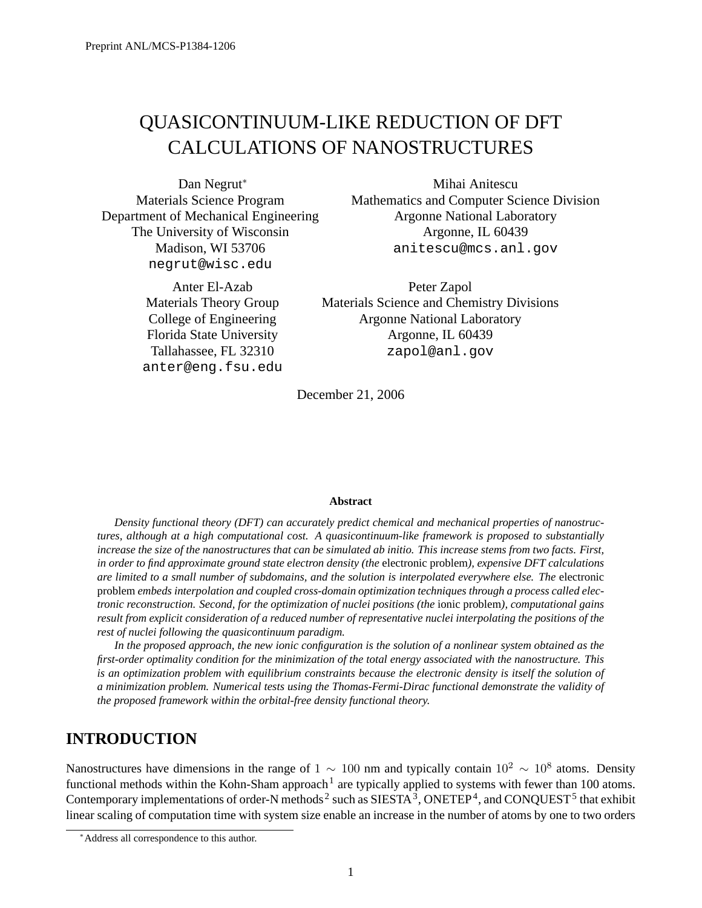Preprint ANL/MCS-P1384-1206

# QUASICONTINUUM-LIKE REDUCTION OF DFT CALCULATIONS OF NANOSTRUCTURES

Dan Negrut*
Materials Science Program
Department of Mechanical Engineering
The University of Wisconsin
Madison, WI 53706
negrut@wisc.edu

Mihai Anitescu
Mathematics and Computer Science Division
Argonne National Laboratory
Argonne, IL 60439
anitescu@mcs.anl.gov

Anter El-Azab
Materials Theory Group
College of Engineering
Florida State University
Tallahassee, FL 32310
anter@eng.fsu.edu

Peter Zapol
Materials Science and Chemistry Divisions
Argonne National Laboratory
Argonne, IL 60439
zapol@anl.gov

December 21, 2006

**Abstract**

*Density functional theory (DFT) can accurately predict chemical and mechanical properties of nanostructures, although at a high computational cost. A quasicontinuum-like framework is proposed to substantially increase the size of the nanostructures that can be simulated ab initio. This increase stems from two facts. First, in order to find approximate ground state electron density (the* electronic problem*), expensive DFT calculations are limited to a small number of subdomains, and the solution is interpolated everywhere else. The* electronic problem *embeds interpolation and coupled cross-domain optimization techniques through a process called electronic reconstruction. Second, for the optimization of nuclei positions (the* ionic problem*), computational gains result from explicit consideration of a reduced number of representative nuclei interpolating the positions of the rest of nuclei following the quasicontinuum paradigm.*

*In the proposed approach, the new ionic configuration is the solution of a nonlinear system obtained as the first-order optimality condition for the minimization of the total energy associated with the nanostructure. This is an optimization problem with equilibrium constraints because the electronic density is itself the solution of a minimization problem. Numerical tests using the Thomas-Fermi-Dirac functional demonstrate the validity of the proposed framework within the orbital-free density functional theory.*

## INTRODUCTION

Nanostructures have dimensions in the range of $1 \sim 100$ nm and typically contain $10^2 \sim 10^8$ atoms. Density functional methods within the Kohn-Sham approach[1] are typically applied to systems with fewer than 100 atoms. Contemporary implementations of order-N methods[2] such as SIESTA[3], ONETEP[4], and CONQUEST[5] that exhibit linear scaling of computation time with system size enable an increase in the number of atoms by one to two orders

*Address all correspondence to this author.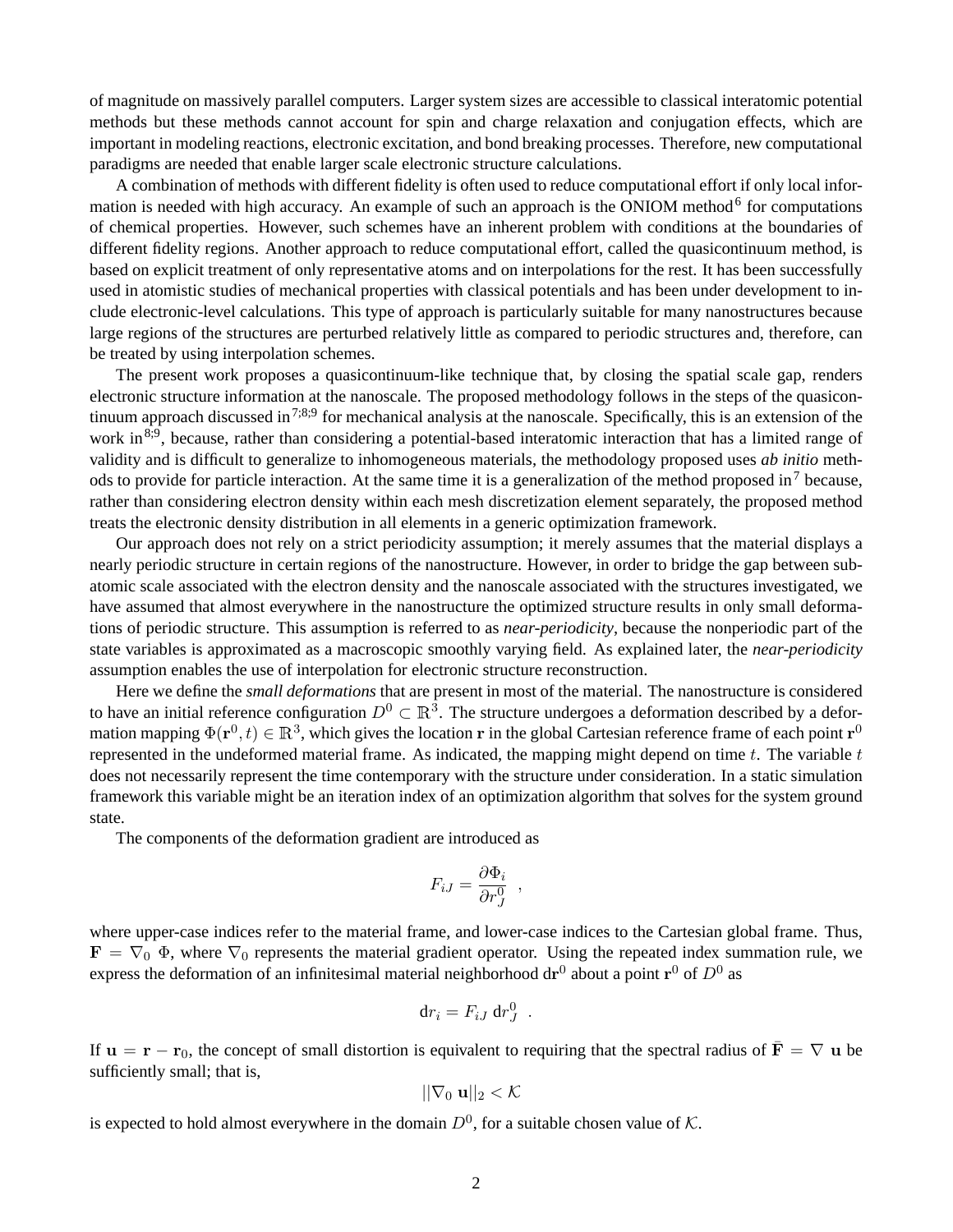of magnitude on massively parallel computers. Larger system sizes are accessible to classical interatomic potential methods but these methods cannot account for spin and charge relaxation and conjugation effects, which are important in modeling reactions, electronic excitation, and bond breaking processes. Therefore, new computational paradigms are needed that enable larger scale electronic structure calculations.

A combination of methods with different fidelity is often used to reduce computational effort if only local information is needed with high accuracy. An example of such an approach is the ONIOM method[6] for computations of chemical properties. However, such schemes have an inherent problem with conditions at the boundaries of different fidelity regions. Another approach to reduce computational effort, called the quasicontinuum method, is based on explicit treatment of only representative atoms and on interpolations for the rest. It has been successfully used in atomistic studies of mechanical properties with classical potentials and has been under development to include electronic-level calculations. This type of approach is particularly suitable for many nanostructures because large regions of the structures are perturbed relatively little as compared to periodic structures and, therefore, can be treated by using interpolation schemes.

The present work proposes a quasicontinuum-like technique that, by closing the spatial scale gap, renders electronic structure information at the nanoscale. The proposed methodology follows in the steps of the quasicontinuum approach discussed in[7;8;9] for mechanical analysis at the nanoscale. Specifically, this is an extension of the work in[8;9], because, rather than considering a potential-based interatomic interaction that has a limited range of validity and is difficult to generalize to inhomogeneous materials, the methodology proposed uses *ab initio* methods to provide for particle interaction. At the same time it is a generalization of the method proposed in[7] because, rather than considering electron density within each mesh discretization element separately, the proposed method treats the electronic density distribution in all elements in a generic optimization framework.

Our approach does not rely on a strict periodicity assumption; it merely assumes that the material displays a nearly periodic structure in certain regions of the nanostructure. However, in order to bridge the gap between subatomic scale associated with the electron density and the nanoscale associated with the structures investigated, we have assumed that almost everywhere in the nanostructure the optimized structure results in only small deformations of periodic structure. This assumption is referred to as *near-periodicity*, because the nonperiodic part of the state variables is approximated as a macroscopic smoothly varying field. As explained later, the *near-periodicity* assumption enables the use of interpolation for electronic structure reconstruction.

Here we define the *small deformations* that are present in most of the material. The nanostructure is considered to have an initial reference configuration $D^0 \subset \mathbb{R}^3$. The structure undergoes a deformation described by a deformation mapping $\Phi(\mathbf{r}^0, t) \in \mathbb{R}^3$, which gives the location $\mathbf{r}$ in the global Cartesian reference frame of each point $\mathbf{r}^0$ represented in the undeformed material frame. As indicated, the mapping might depend on time $t$. The variable $t$ does not necessarily represent the time contemporary with the structure under consideration. In a static simulation framework this variable might be an iteration index of an optimization algorithm that solves for the system ground state.

The components of the deformation gradient are introduced as

$$F_{iJ} = \frac{\partial \Phi_i}{\partial r^0_J} \ \ ,$$

where upper-case indices refer to the material frame, and lower-case indices to the Cartesian global frame. Thus, $\mathbf{F} = \nabla_0 \ \Phi$, where $\nabla_0$ represents the material gradient operator. Using the repeated index summation rule, we express the deformation of an infinitesimal material neighborhood $\mathrm{d}\mathbf{r}^0$ about a point $\mathbf{r}^0$ of $D^0$ as

$$\mathrm{d}r_i = F_{iJ} \ \mathrm{d}r^0_J \ \ .$$

If $\mathbf{u} = \mathbf{r} - \mathbf{r}_0$, the concept of small distortion is equivalent to requiring that the spectral radius of $\bar{\mathbf{F}} = \nabla \ \mathbf{u}$ be sufficiently small; that is,

$$||\nabla_0 \ \mathbf{u}||_2 < \mathcal{K}$$

is expected to hold almost everywhere in the domain $D^0$, for a suitable chosen value of $\mathcal{K}$.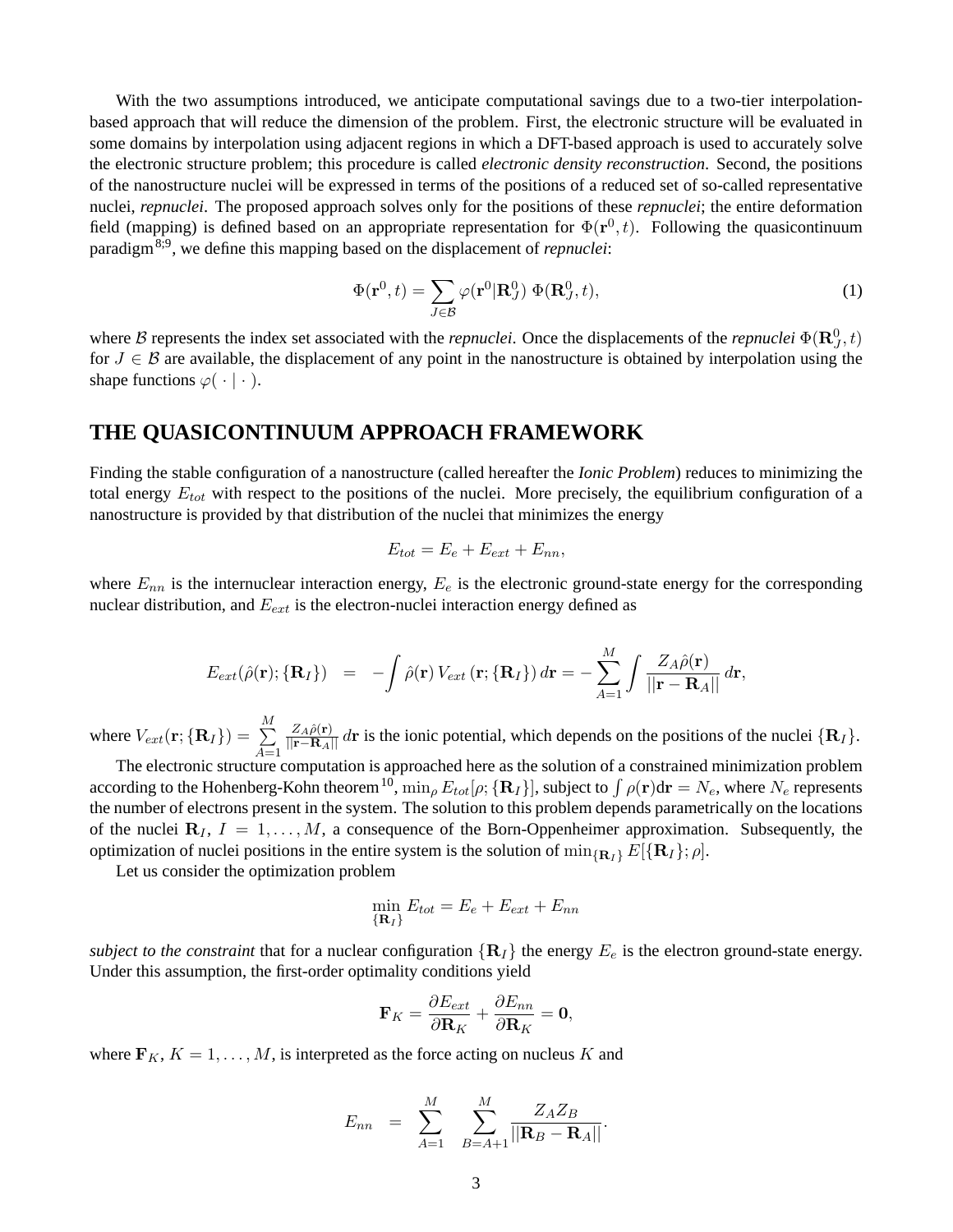With the two assumptions introduced, we anticipate computational savings due to a two-tier interpolation-based approach that will reduce the dimension of the problem. First, the electronic structure will be evaluated in some domains by interpolation using adjacent regions in which a DFT-based approach is used to accurately solve the electronic structure problem; this procedure is called *electronic density reconstruction*. Second, the positions of the nanostructure nuclei will be expressed in terms of the positions of a reduced set of so-called representative nuclei, *repnuclei*. The proposed approach solves only for the positions of these *repnuclei*; the entire deformation field (mapping) is defined based on an appropriate representation for $\Phi(\mathbf{r}^0, t)$. Following the quasicontinuum paradigm[8;9], we define this mapping based on the displacement of *repnuclei*:

$$\Phi(\mathbf{r}^0, t) = \sum_{J \in \mathcal{B}} \varphi(\mathbf{r}^0 | \mathbf{R}_J^0)\ \Phi(\mathbf{R}_J^0, t), \tag{1}$$

where $\mathcal{B}$ represents the index set associated with the *repnuclei*. Once the displacements of the *repnuclei* $\Phi(\mathbf{R}_J^0, t)$ for $J \in \mathcal{B}$ are available, the displacement of any point in the nanostructure is obtained by interpolation using the shape functions $\varphi(\,\cdot\,|\,\cdot\,)$.

# THE QUASICONTINUUM APPROACH FRAMEWORK

Finding the stable configuration of a nanostructure (called hereafter the *Ionic Problem*) reduces to minimizing the total energy $E_{tot}$ with respect to the positions of the nuclei. More precisely, the equilibrium configuration of a nanostructure is provided by that distribution of the nuclei that minimizes the energy

$$E_{tot} = E_e + E_{ext} + E_{nn},$$

where $E_{nn}$ is the internuclear interaction energy, $E_e$ is the electronic ground-state energy for the corresponding nuclear distribution, and $E_{ext}$ is the electron-nuclei interaction energy defined as

$$E_{ext}(\hat{\rho}(\mathbf{r}); \{\mathbf{R}_I\}) \;\; = \;\; -\int \hat{\rho}(\mathbf{r})\, V_{ext}\,(\mathbf{r}; \{\mathbf{R}_I\})\, d\mathbf{r} = -\sum_{A=1}^{M} \int \frac{Z_A \hat{\rho}(\mathbf{r})}{||\mathbf{r} - \mathbf{R}_A||}\, d\mathbf{r},$$

where $V_{ext}(\mathbf{r}; \{\mathbf{R}_I\}) = \sum_{A=1}^{M} \frac{Z_A \hat{\rho}(\mathbf{r})}{||\mathbf{r} - \mathbf{R}_A||}\, d\mathbf{r}$ is the ionic potential, which depends on the positions of the nuclei $\{\mathbf{R}_I\}$.

The electronic structure computation is approached here as the solution of a constrained minimization problem according to the Hohenberg-Kohn theorem[10], $\min_\rho E_{tot}[\rho; \{\mathbf{R}_I\}]$, subject to $\int \rho(\mathbf{r}) \mathrm{d}\mathbf{r} = N_e$, where $N_e$ represents the number of electrons present in the system. The solution to this problem depends parametrically on the locations of the nuclei $\mathbf{R}_I$, $I = 1, \ldots, M$, a consequence of the Born-Oppenheimer approximation. Subsequently, the optimization of nuclei positions in the entire system is the solution of $\min_{\{\mathbf{R}_I\}} E[\{\mathbf{R}_I\}; \rho]$.

Let us consider the optimization problem

$$\min_{\{\mathbf{R}_I\}} E_{tot} = E_e + E_{ext} + E_{nn}$$

*subject to the constraint* that for a nuclear configuration $\{\mathbf{R}_I\}$ the energy $E_e$ is the electron ground-state energy. Under this assumption, the first-order optimality conditions yield

$$\mathbf{F}_K = \frac{\partial E_{ext}}{\partial \mathbf{R}_K} + \frac{\partial E_{nn}}{\partial \mathbf{R}_K} = \mathbf{0},$$

where $\mathbf{F}_K$, $K = 1, \ldots, M$, is interpreted as the force acting on nucleus $K$ and

$$E_{nn} \;\; = \;\; \sum_{A=1}^{M} \;\; \sum_{B=A+1}^{M} \frac{Z_A Z_B}{||\mathbf{R}_B - \mathbf{R}_A||}.$$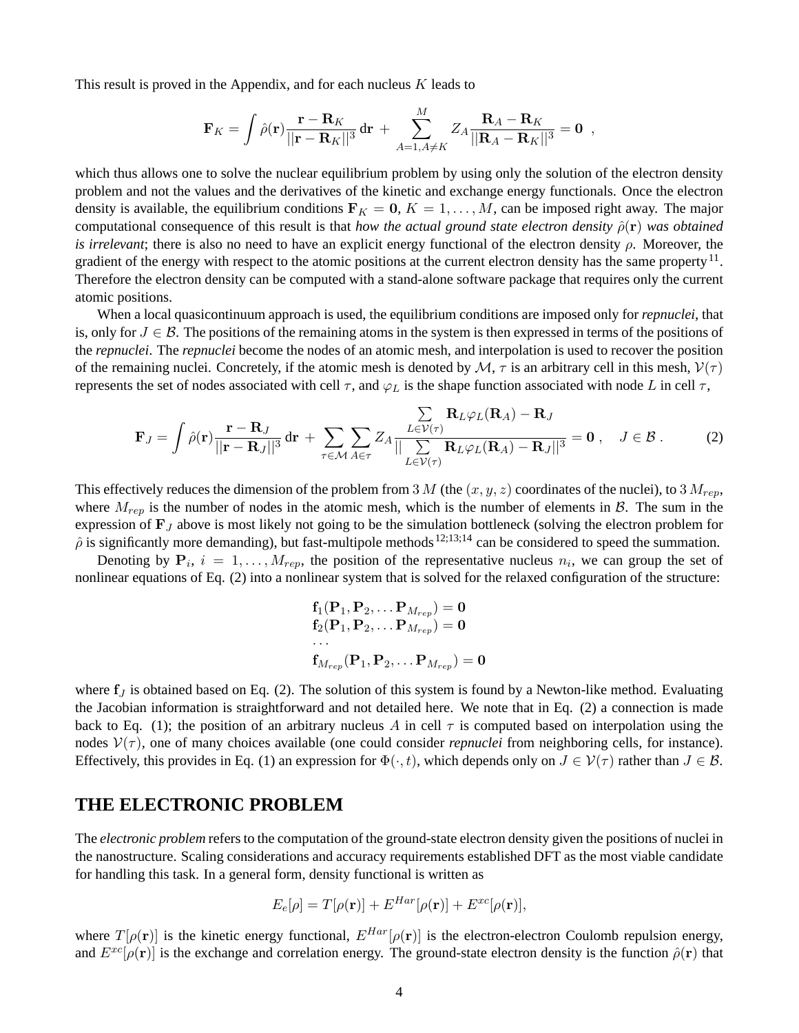This result is proved in the Appendix, and for each nucleus $K$ leads to

$$\mathbf{F}_K = \int \hat{\rho}(\mathbf{r}) \frac{\mathbf{r} - \mathbf{R}_K}{||\mathbf{r} - \mathbf{R}_K||^3} \, d\mathbf{r} \; + \; \sum_{A=1, A \neq K}^{M} Z_A \frac{\mathbf{R}_A - \mathbf{R}_K}{||\mathbf{R}_A - \mathbf{R}_K||^3} = \mathbf{0} \;\; ,$$

which thus allows one to solve the nuclear equilibrium problem by using only the solution of the electron density problem and not the values and the derivatives of the kinetic and exchange energy functionals. Once the electron density is available, the equilibrium conditions $\mathbf{F}_K = \mathbf{0}$, $K = 1, \ldots, M$, can be imposed right away. The major computational consequence of this result is that *how the actual ground state electron density $\hat{\rho}(\mathbf{r})$ was obtained is irrelevant*; there is also no need to have an explicit energy functional of the electron density $\rho$. Moreover, the gradient of the energy with respect to the atomic positions at the current electron density has the same property[11]. Therefore the electron density can be computed with a stand-alone software package that requires only the current atomic positions.

When a local quasicontinuum approach is used, the equilibrium conditions are imposed only for *repnuclei*, that is, only for $J \in \mathcal{B}$. The positions of the remaining atoms in the system is then expressed in terms of the positions of the *repnuclei*. The *repnuclei* become the nodes of an atomic mesh, and interpolation is used to recover the position of the remaining nuclei. Concretely, if the atomic mesh is denoted by $\mathcal{M}$, $\tau$ is an arbitrary cell in this mesh, $\mathcal{V}(\tau)$ represents the set of nodes associated with cell $\tau$, and $\varphi_L$ is the shape function associated with node $L$ in cell $\tau$,

$$\mathbf{F}_J = \int \hat{\rho}(\mathbf{r}) \frac{\mathbf{r} - \mathbf{R}_J}{||\mathbf{r} - \mathbf{R}_J||^3} \, d\mathbf{r} \; + \; \sum_{\tau \in \mathcal{M}} \sum_{A \in \tau} Z_A \frac{\sum\limits_{L \in \mathcal{V}(\tau)} \mathbf{R}_L \varphi_L(\mathbf{R}_A) - \mathbf{R}_J}{||\sum\limits_{L \in \mathcal{V}(\tau)} \mathbf{R}_L \varphi_L(\mathbf{R}_A) - \mathbf{R}_J||^3} = \mathbf{0} \, , \quad J \in \mathcal{B} \, . \tag{2}$$

This effectively reduces the dimension of the problem from $3\,M$ (the $(x, y, z)$ coordinates of the nuclei), to $3\,M_{rep}$, where $M_{rep}$ is the number of nodes in the atomic mesh, which is the number of elements in $\mathcal{B}$. The sum in the expression of $\mathbf{F}_J$ above is most likely not going to be the simulation bottleneck (solving the electron problem for $\hat{\rho}$ is significantly more demanding), but fast-multipole methods[12;13;14] can be considered to speed the summation.

Denoting by $\mathbf{P}_i$, $i = 1, \ldots, M_{rep}$, the position of the representative nucleus $n_i$, we can group the set of nonlinear equations of Eq. (2) into a nonlinear system that is solved for the relaxed configuration of the structure:

$$\begin{aligned}
&\mathbf{f}_1(\mathbf{P}_1, \mathbf{P}_2, \ldots \mathbf{P}_{M_{rep}}) = \mathbf{0} \\
&\mathbf{f}_2(\mathbf{P}_1, \mathbf{P}_2, \ldots \mathbf{P}_{M_{rep}}) = \mathbf{0} \\
&\cdots \\
&\mathbf{f}_{M_{rep}}(\mathbf{P}_1, \mathbf{P}_2, \ldots \mathbf{P}_{M_{rep}}) = \mathbf{0}
\end{aligned}$$

where $\mathbf{f}_J$ is obtained based on Eq. (2). The solution of this system is found by a Newton-like method. Evaluating the Jacobian information is straightforward and not detailed here. We note that in Eq. (2) a connection is made back to Eq. (1); the position of an arbitrary nucleus $A$ in cell $\tau$ is computed based on interpolation using the nodes $\mathcal{V}(\tau)$, one of many choices available (one could consider *repnuclei* from neighboring cells, for instance). Effectively, this provides in Eq. (1) an expression for $\Phi(\cdot, t)$, which depends only on $J \in \mathcal{V}(\tau)$ rather than $J \in \mathcal{B}$.

## THE ELECTRONIC PROBLEM

The *electronic problem* refers to the computation of the ground-state electron density given the positions of nuclei in the nanostructure. Scaling considerations and accuracy requirements established DFT as the most viable candidate for handling this task. In a general form, density functional is written as

$$E_e[\rho] = T[\rho(\mathbf{r})] + E^{Har}[\rho(\mathbf{r})] + E^{xc}[\rho(\mathbf{r})],$$

where $T[\rho(\mathbf{r})]$ is the kinetic energy functional, $E^{Har}[\rho(\mathbf{r})]$ is the electron-electron Coulomb repulsion energy, and $E^{xc}[\rho(\mathbf{r})]$ is the exchange and correlation energy. The ground-state electron density is the function $\hat{\rho}(\mathbf{r})$ that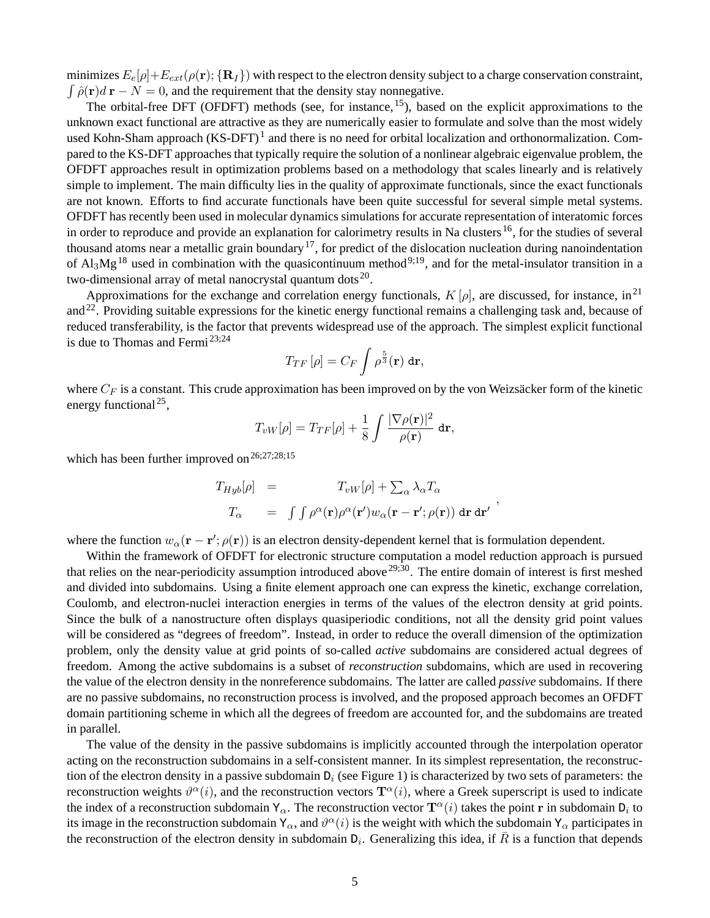minimizes $E_e[\rho]+E_{ext}(\rho(\mathbf{r});\{\mathbf{R}_I\})$ with respect to the electron density subject to a charge conservation constraint, $\int \hat{\rho}(\mathbf{r})d\,\mathbf{r} - N = 0$, and the requirement that the density stay nonnegative.

The orbital-free DFT (OFDFT) methods (see, for instance,[15]), based on the explicit approximations to the unknown exact functional are attractive as they are numerically easier to formulate and solve than the most widely used Kohn-Sham approach (KS-DFT)[1] and there is no need for orbital localization and orthonormalization. Compared to the KS-DFT approaches that typically require the solution of a nonlinear algebraic eigenvalue problem, the OFDFT approaches result in optimization problems based on a methodology that scales linearly and is relatively simple to implement. The main difficulty lies in the quality of approximate functionals, since the exact functionals are not known. Efforts to find accurate functionals have been quite successful for several simple metal systems. OFDFT has recently been used in molecular dynamics simulations for accurate representation of interatomic forces in order to reproduce and provide an explanation for calorimetry results in Na clusters[16], for the studies of several thousand atoms near a metallic grain boundary[17], for predict of the dislocation nucleation during nanoindentation of $Al_3Mg$[18] used in combination with the quasicontinuum method[9;19], and for the metal-insulator transition in a two-dimensional array of metal nanocrystal quantum dots[20].

Approximations for the exchange and correlation energy functionals, $K[\rho]$, are discussed, for instance, in[21] and[22]. Providing suitable expressions for the kinetic energy functional remains a challenging task and, because of reduced transferability, is the factor that prevents widespread use of the approach. The simplest explicit functional is due to Thomas and Fermi[23;24]

$$T_{TF}[\rho] = C_F \int \rho^{\frac{5}{3}}(\mathbf{r})\; d\mathbf{r},$$

where $C_F$ is a constant. This crude approximation has been improved on by the von Weizsäcker form of the kinetic energy functional[25],

$$T_{vW}[\rho] = T_{TF}[\rho] + \frac{1}{8}\int \frac{|\nabla\rho(\mathbf{r})|^2}{\rho(\mathbf{r})}\; d\mathbf{r},$$

which has been further improved on[26;27;28;15]

$$\begin{array}{lcl} T_{Hyb}[\rho] & = & T_{vW}[\rho] + \sum_\alpha \lambda_\alpha T_\alpha \\ T_\alpha & = & \int\int \rho^\alpha(\mathbf{r})\rho^\alpha(\mathbf{r}')w_\alpha(\mathbf{r}-\mathbf{r}';\rho(\mathbf{r}))\; d\mathbf{r}\, d\mathbf{r}' \end{array},$$

where the function $w_\alpha(\mathbf{r}-\mathbf{r}';\rho(\mathbf{r}))$ is an electron density-dependent kernel that is formulation dependent.

Within the framework of OFDFT for electronic structure computation a model reduction approach is pursued that relies on the near-periodicity assumption introduced above[29;30]. The entire domain of interest is first meshed and divided into subdomains. Using a finite element approach one can express the kinetic, exchange correlation, Coulomb, and electron-nuclei interaction energies in terms of the values of the electron density at grid points. Since the bulk of a nanostructure often displays quasiperiodic conditions, not all the density grid point values will be considered as "degrees of freedom". Instead, in order to reduce the overall dimension of the optimization problem, only the density value at grid points of so-called *active* subdomains are considered actual degrees of freedom. Among the active subdomains is a subset of *reconstruction* subdomains, which are used in recovering the value of the electron density in the nonreference subdomains. The latter are called *passive* subdomains. If there are no passive subdomains, no reconstruction process is involved, and the proposed approach becomes an OFDFT domain partitioning scheme in which all the degrees of freedom are accounted for, and the subdomains are treated in parallel.

The value of the density in the passive subdomains is implicitly accounted through the interpolation operator acting on the reconstruction subdomains in a self-consistent manner. In its simplest representation, the reconstruction of the electron density in a passive subdomain $\mathsf{D}_i$ (see Figure 1) is characterized by two sets of parameters: the reconstruction weights $\vartheta^\alpha(i)$, and the reconstruction vectors $\mathbf{T}^\alpha(i)$, where a Greek superscript is used to indicate the index of a reconstruction subdomain $\mathsf{Y}_\alpha$. The reconstruction vector $\mathbf{T}^\alpha(i)$ takes the point $\mathbf{r}$ in subdomain $\mathsf{D}_i$ to its image in the reconstruction subdomain $\mathsf{Y}_\alpha$, and $\vartheta^\alpha(i)$ is the weight with which the subdomain $\mathsf{Y}_\alpha$ participates in the reconstruction of the electron density in subdomain $\mathsf{D}_i$. Generalizing this idea, if $\bar{R}$ is a function that depends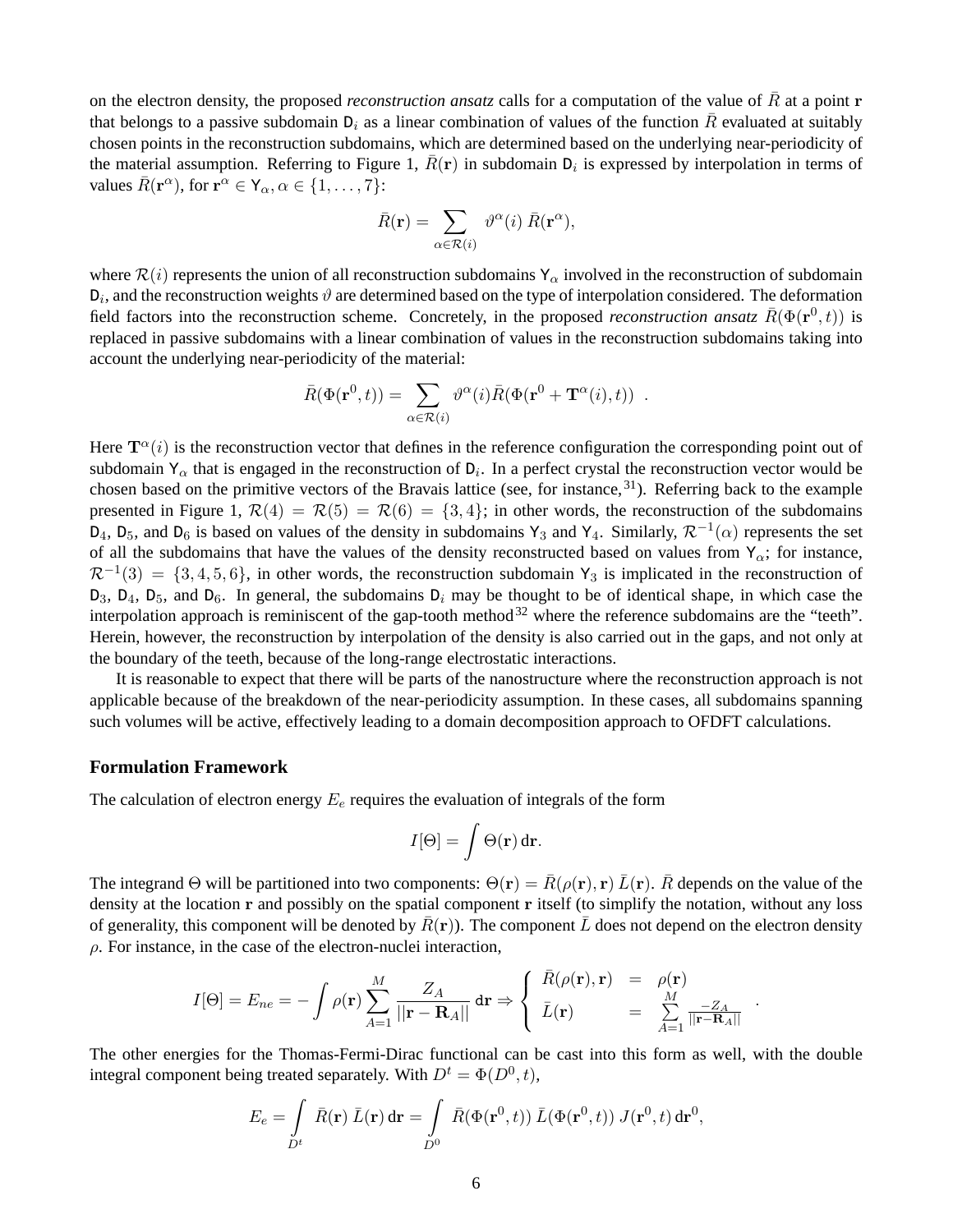on the electron density, the proposed *reconstruction ansatz* calls for a computation of the value of $\bar{R}$ at a point $\mathbf{r}$ that belongs to a passive subdomain $\mathsf{D}_i$ as a linear combination of values of the function $\bar{R}$ evaluated at suitably chosen points in the reconstruction subdomains, which are determined based on the underlying near-periodicity of the material assumption. Referring to Figure 1, $\bar{R}(\mathbf{r})$ in subdomain $\mathsf{D}_i$ is expressed by interpolation in terms of values $\bar{R}(\mathbf{r}^\alpha)$, for $\mathbf{r}^\alpha \in \mathsf{Y}_\alpha, \alpha \in \{1, \ldots, 7\}$:

$$\bar{R}(\mathbf{r}) = \sum_{\alpha \in \mathcal{R}(i)} \vartheta^\alpha(i)\, \bar{R}(\mathbf{r}^\alpha),$$

where $\mathcal{R}(i)$ represents the union of all reconstruction subdomains $\mathsf{Y}_\alpha$ involved in the reconstruction of subdomain $\mathsf{D}_i$, and the reconstruction weights $\vartheta$ are determined based on the type of interpolation considered. The deformation field factors into the reconstruction scheme. Concretely, in the proposed *reconstruction ansatz* $\bar{R}(\Phi(\mathbf{r}^0, t))$ is replaced in passive subdomains with a linear combination of values in the reconstruction subdomains taking into account the underlying near-periodicity of the material:

$$\bar{R}(\Phi(\mathbf{r}^0, t)) = \sum_{\alpha \in \mathcal{R}(i)} \vartheta^\alpha(i) \bar{R}(\Phi(\mathbf{r}^0 + \mathbf{T}^\alpha(i), t)) \quad .$$

Here $\mathbf{T}^\alpha(i)$ is the reconstruction vector that defines in the reference configuration the corresponding point out of subdomain $\mathsf{Y}_\alpha$ that is engaged in the reconstruction of $\mathsf{D}_i$. In a perfect crystal the reconstruction vector would be chosen based on the primitive vectors of the Bravais lattice (see, for instance,[31]). Referring back to the example presented in Figure 1, $\mathcal{R}(4) = \mathcal{R}(5) = \mathcal{R}(6) = \{3, 4\}$; in other words, the reconstruction of the subdomains $\mathsf{D}_4$, $\mathsf{D}_5$, and $\mathsf{D}_6$ is based on values of the density in subdomains $\mathsf{Y}_3$ and $\mathsf{Y}_4$. Similarly, $\mathcal{R}^{-1}(\alpha)$ represents the set of all the subdomains that have the values of the density reconstructed based on values from $\mathsf{Y}_\alpha$; for instance, $\mathcal{R}^{-1}(3) = \{3, 4, 5, 6\}$, in other words, the reconstruction subdomain $\mathsf{Y}_3$ is implicated in the reconstruction of $\mathsf{D}_3$, $\mathsf{D}_4$, $\mathsf{D}_5$, and $\mathsf{D}_6$. In general, the subdomains $\mathsf{D}_i$ may be thought to be of identical shape, in which case the interpolation approach is reminiscent of the gap-tooth method[32] where the reference subdomains are the "teeth". Herein, however, the reconstruction by interpolation of the density is also carried out in the gaps, and not only at the boundary of the teeth, because of the long-range electrostatic interactions.

It is reasonable to expect that there will be parts of the nanostructure where the reconstruction approach is not applicable because of the breakdown of the near-periodicity assumption. In these cases, all subdomains spanning such volumes will be active, effectively leading to a domain decomposition approach to OFDFT calculations.

## Formulation Framework

The calculation of electron energy $E_e$ requires the evaluation of integrals of the form

$$I[\Theta] = \int \Theta(\mathbf{r})\, \mathrm{d}\mathbf{r}.$$

The integrand $\Theta$ will be partitioned into two components: $\Theta(\mathbf{r}) = \bar{R}(\rho(\mathbf{r}), \mathbf{r})\, \bar{L}(\mathbf{r})$. $\bar{R}$ depends on the value of the density at the location $\mathbf{r}$ and possibly on the spatial component $\mathbf{r}$ itself (to simplify the notation, without any loss of generality, this component will be denoted by $\bar{R}(\mathbf{r})$). The component $\bar{L}$ does not depend on the electron density $\rho$. For instance, in the case of the electron-nuclei interaction,

$$I[\Theta] = E_{ne} = -\int \rho(\mathbf{r}) \sum_{A=1}^{M} \frac{Z_A}{||\mathbf{r} - \mathbf{R}_A||}\, \mathrm{d}\mathbf{r} \Rightarrow \begin{cases} \bar{R}(\rho(\mathbf{r}), \mathbf{r}) &= \rho(\mathbf{r}) \\ \bar{L}(\mathbf{r}) &= \sum\limits_{A=1}^{M} \frac{-Z_A}{||\mathbf{r} - \mathbf{R}_A||} \end{cases} .$$

The other energies for the Thomas-Fermi-Dirac functional can be cast into this form as well, with the double integral component being treated separately. With $D^t = \Phi(D^0, t)$,

$$E_e = \int_{D^t} \bar{R}(\mathbf{r})\, \bar{L}(\mathbf{r})\, \mathrm{d}\mathbf{r} = \int_{D^0} \bar{R}(\Phi(\mathbf{r}^0, t))\, \bar{L}(\Phi(\mathbf{r}^0, t))\, J(\mathbf{r}^0, t)\, \mathrm{d}\mathbf{r}^0,$$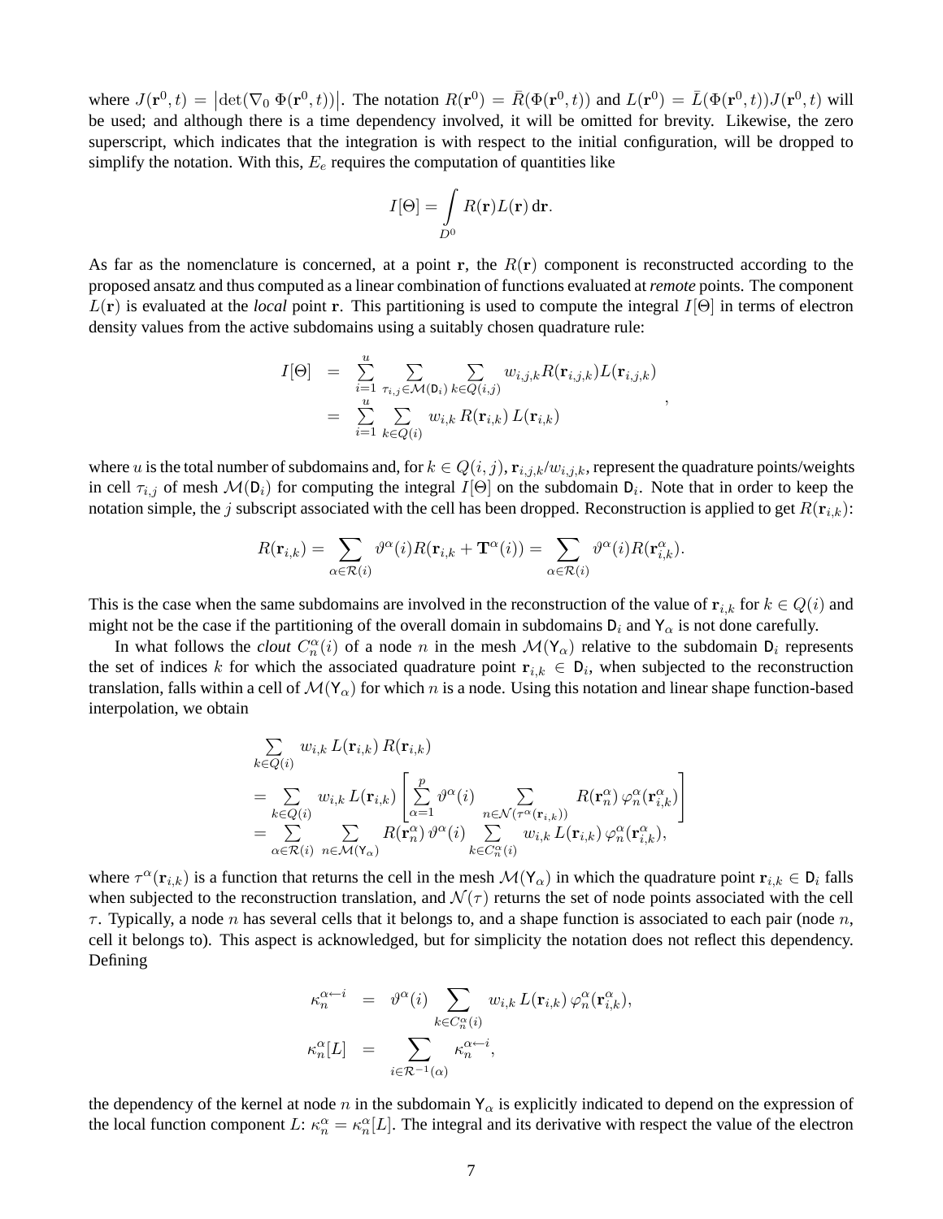where $J(\mathbf{r}^0, t) = \left|\det(\nabla_0\, \Phi(\mathbf{r}^0, t))\right|$. The notation $R(\mathbf{r}^0) = \bar{R}(\Phi(\mathbf{r}^0, t))$ and $L(\mathbf{r}^0) = \bar{L}(\Phi(\mathbf{r}^0, t))J(\mathbf{r}^0, t)$ will be used; and although there is a time dependency involved, it will be omitted for brevity. Likewise, the zero superscript, which indicates that the integration is with respect to the initial configuration, will be dropped to simplify the notation. With this, $E_e$ requires the computation of quantities like

$$
I[\Theta] = \int\limits_{D^0} R(\mathbf{r})L(\mathbf{r})\,\mathrm{d}\mathbf{r}.
$$

As far as the nomenclature is concerned, at a point $\mathbf{r}$, the $R(\mathbf{r})$ component is reconstructed according to the proposed ansatz and thus computed as a linear combination of functions evaluated at *remote* points. The component $L(\mathbf{r})$ is evaluated at the *local* point $\mathbf{r}$. This partitioning is used to compute the integral $I[\Theta]$ in terms of electron density values from the active subdomains using a suitably chosen quadrature rule:

$$
\begin{aligned}
I[\Theta] &= \sum_{i=1}^{u} \sum_{\tau_{i,j} \in \mathcal{M}(\mathsf{D}_i)} \sum_{k \in Q(i,j)} w_{i,j,k} R(\mathbf{r}_{i,j,k}) L(\mathbf{r}_{i,j,k}) \\
&= \sum_{i=1}^{u} \sum_{k \in Q(i)} w_{i,k}\, R(\mathbf{r}_{i,k})\, L(\mathbf{r}_{i,k})
\end{aligned},
$$

where $u$ is the total number of subdomains and, for $k \in Q(i,j)$, $\mathbf{r}_{i,j,k}/w_{i,j,k}$, represent the quadrature points/weights in cell $\tau_{i,j}$ of mesh $\mathcal{M}(\mathsf{D}_i)$ for computing the integral $I[\Theta]$ on the subdomain $\mathsf{D}_i$. Note that in order to keep the notation simple, the $j$ subscript associated with the cell has been dropped. Reconstruction is applied to get $R(\mathbf{r}_{i,k})$:

$$
R(\mathbf{r}_{i,k}) = \sum_{\alpha \in \mathcal{R}(i)} \vartheta^{\alpha}(i) R(\mathbf{r}_{i,k} + \mathbf{T}^{\alpha}(i)) = \sum_{\alpha \in \mathcal{R}(i)} \vartheta^{\alpha}(i) R(\mathbf{r}_{i,k}^{\alpha}).
$$

This is the case when the same subdomains are involved in the reconstruction of the value of $\mathbf{r}_{i,k}$ for $k \in Q(i)$ and might not be the case if the partitioning of the overall domain in subdomains $\mathsf{D}_i$ and $\mathsf{Y}_\alpha$ is not done carefully.

In what follows the *clout* $C_n^{\alpha}(i)$ of a node $n$ in the mesh $\mathcal{M}(\mathsf{Y}_\alpha)$ relative to the subdomain $\mathsf{D}_i$ represents the set of indices $k$ for which the associated quadrature point $\mathbf{r}_{i,k} \in \mathsf{D}_i$, when subjected to the reconstruction translation, falls within a cell of $\mathcal{M}(\mathsf{Y}_\alpha)$ for which $n$ is a node. Using this notation and linear shape function-based interpolation, we obtain

$$
\begin{aligned}
&\sum_{k \in Q(i)} w_{i,k}\, L(\mathbf{r}_{i,k})\, R(\mathbf{r}_{i,k}) \\
&= \sum_{k \in Q(i)} w_{i,k}\, L(\mathbf{r}_{i,k}) \left[ \sum_{\alpha=1}^{p} \vartheta^{\alpha}(i) \sum_{n \in \mathcal{N}(\tau^{\alpha}(\mathbf{r}_{i,k}))} R(\mathbf{r}_n^{\alpha})\, \varphi_n^{\alpha}(\mathbf{r}_{i,k}^{\alpha}) \right] \\
&= \sum_{\alpha \in \mathcal{R}(i)} \sum_{n \in \mathcal{M}(\mathsf{Y}_\alpha)} R(\mathbf{r}_n^{\alpha})\, \vartheta^{\alpha}(i) \sum_{k \in C_n^{\alpha}(i)} w_{i,k}\, L(\mathbf{r}_{i,k})\, \varphi_n^{\alpha}(\mathbf{r}_{i,k}^{\alpha}),
\end{aligned}
$$

where $\tau^{\alpha}(\mathbf{r}_{i,k})$ is a function that returns the cell in the mesh $\mathcal{M}(\mathsf{Y}_\alpha)$ in which the quadrature point $\mathbf{r}_{i,k} \in \mathsf{D}_i$ falls when subjected to the reconstruction translation, and $\mathcal{N}(\tau)$ returns the set of node points associated with the cell $\tau$. Typically, a node $n$ has several cells that it belongs to, and a shape function is associated to each pair (node $n$, cell it belongs to). This aspect is acknowledged, but for simplicity the notation does not reflect this dependency. Defining

$$
\begin{aligned}
\kappa_n^{\alpha \leftarrow i} &= \vartheta^{\alpha}(i) \sum_{k \in C_n^{\alpha}(i)} w_{i,k}\, L(\mathbf{r}_{i,k})\, \varphi_n^{\alpha}(\mathbf{r}_{i,k}^{\alpha}), \\
\kappa_n^{\alpha}[L] &= \sum_{i \in \mathcal{R}^{-1}(\alpha)} \kappa_n^{\alpha \leftarrow i},
\end{aligned}
$$

the dependency of the kernel at node $n$ in the subdomain $\mathsf{Y}_\alpha$ is explicitly indicated to depend on the expression of the local function component $L$: $\kappa_n^{\alpha} = \kappa_n^{\alpha}[L]$. The integral and its derivative with respect the value of the electron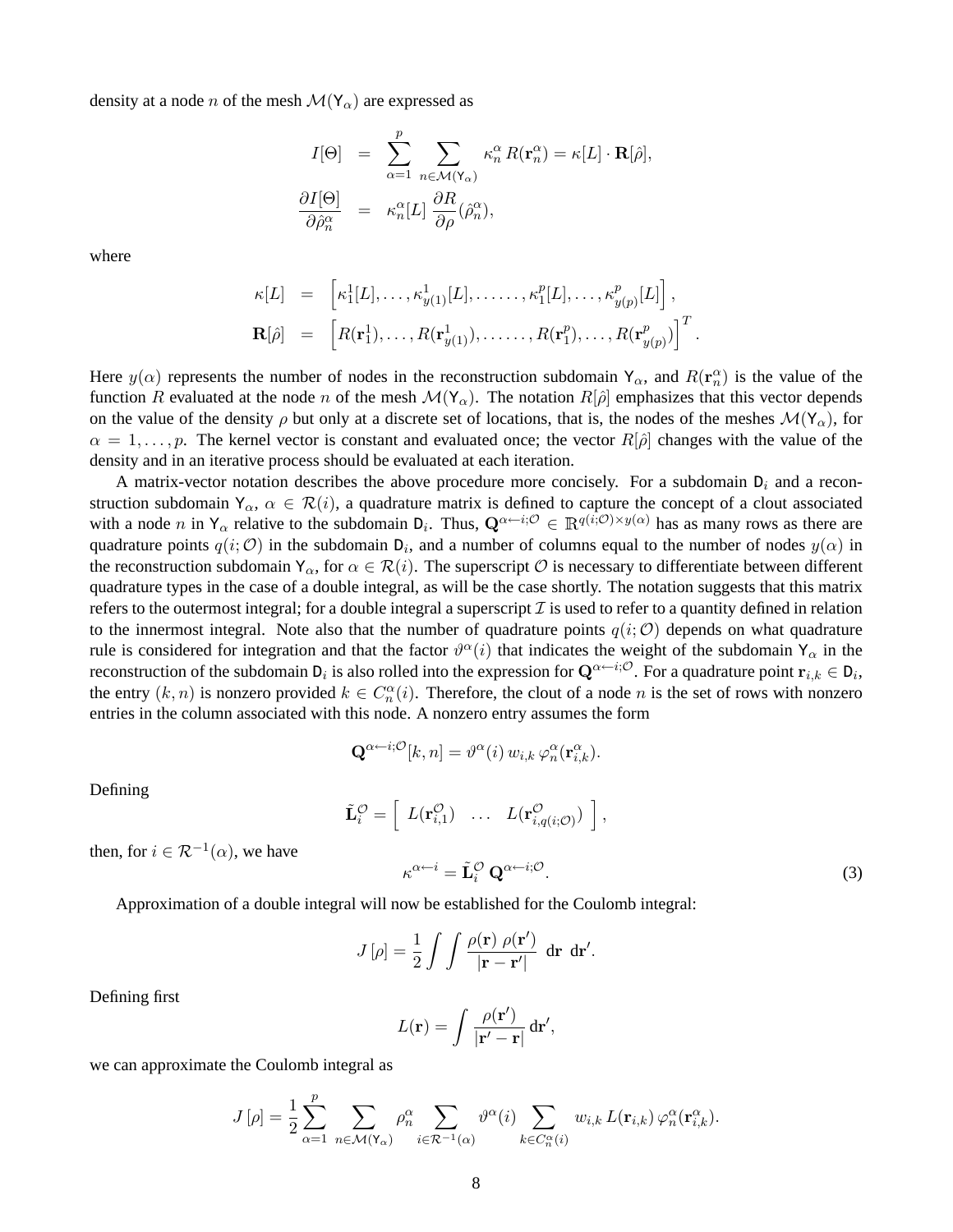density at a node $n$ of the mesh $\mathcal{M}(\mathsf{Y}_\alpha)$ are expressed as

$$
\begin{aligned}
I[\Theta] &= \sum_{\alpha=1}^{p} \sum_{n\in\mathcal{M}(\mathsf{Y}_\alpha)} \kappa_n^\alpha \, R(\mathbf{r}_n^\alpha) = \kappa[L] \cdot \mathbf{R}[\hat{\rho}], \\
\frac{\partial I[\Theta]}{\partial \hat{\rho}_n^\alpha} &= \kappa_n^\alpha[L] \, \frac{\partial R}{\partial \rho}(\hat{\rho}_n^\alpha),
\end{aligned}
$$

where

$$
\begin{aligned}
\kappa[L] &= \left[\kappa_1^1[L], \ldots, \kappa_{y(1)}^1[L], \ldots\ldots, \kappa_1^p[L], \ldots, \kappa_{y(p)}^p[L]\right], \\
\mathbf{R}[\hat{\rho}] &= \left[R(\mathbf{r}_1^1), \ldots, R(\mathbf{r}_{y(1)}^1), \ldots\ldots, R(\mathbf{r}_1^p), \ldots, R(\mathbf{r}_{y(p)}^p)\right]^T.
\end{aligned}
$$

Here $y(\alpha)$ represents the number of nodes in the reconstruction subdomain $\mathsf{Y}_\alpha$, and $R(\mathbf{r}_n^\alpha)$ is the value of the function $R$ evaluated at the node $n$ of the mesh $\mathcal{M}(\mathsf{Y}_\alpha)$. The notation $R[\hat{\rho}]$ emphasizes that this vector depends on the value of the density $\rho$ but only at a discrete set of locations, that is, the nodes of the meshes $\mathcal{M}(\mathsf{Y}_\alpha)$, for $\alpha = 1, \ldots, p$. The kernel vector is constant and evaluated once; the vector $R[\hat{\rho}]$ changes with the value of the density and in an iterative process should be evaluated at each iteration.

A matrix-vector notation describes the above procedure more concisely. For a subdomain $\mathsf{D}_i$ and a reconstruction subdomain $\mathsf{Y}_\alpha$, $\alpha \in \mathcal{R}(i)$, a quadrature matrix is defined to capture the concept of a clout associated with a node $n$ in $\mathsf{Y}_\alpha$ relative to the subdomain $\mathsf{D}_i$. Thus, $\mathbf{Q}^{\alpha\leftarrow i;\mathcal{O}} \in \mathbb{R}^{q(i;\mathcal{O})\times y(\alpha)}$ has as many rows as there are quadrature points $q(i;\mathcal{O})$ in the subdomain $\mathsf{D}_i$, and a number of columns equal to the number of nodes $y(\alpha)$ in the reconstruction subdomain $\mathsf{Y}_\alpha$, for $\alpha \in \mathcal{R}(i)$. The superscript $\mathcal{O}$ is necessary to differentiate between different quadrature types in the case of a double integral, as will be the case shortly. The notation suggests that this matrix refers to the outermost integral; for a double integral a superscript $\mathcal{I}$ is used to refer to a quantity defined in relation to the innermost integral. Note also that the number of quadrature points $q(i;\mathcal{O})$ depends on what quadrature rule is considered for integration and that the factor $\vartheta^\alpha(i)$ that indicates the weight of the subdomain $\mathsf{Y}_\alpha$ in the reconstruction of the subdomain $\mathsf{D}_i$ is also rolled into the expression for $\mathbf{Q}^{\alpha\leftarrow i;\mathcal{O}}$. For a quadrature point $\mathbf{r}_{i,k} \in \mathsf{D}_i$, the entry $(k, n)$ is nonzero provided $k \in C_n^\alpha(i)$. Therefore, the clout of a node $n$ is the set of rows with nonzero entries in the column associated with this node. A nonzero entry assumes the form

$$
\mathbf{Q}^{\alpha\leftarrow i;\mathcal{O}}[k, n] = \vartheta^\alpha(i)\, w_{i,k}\, \varphi_n^\alpha(\mathbf{r}_{i,k}^\alpha).
$$

Defining

$$
\tilde{\mathbf{L}}_i^{\mathcal{O}} = \left[\begin{array}{ccc} L(\mathbf{r}_{i,1}^{\mathcal{O}}) & \ldots & L(\mathbf{r}_{i,q(i;\mathcal{O})}^{\mathcal{O}}) \end{array}\right],
$$

then, for $i \in \mathcal{R}^{-1}(\alpha)$, we have

$$
\kappa^{\alpha\leftarrow i} = \tilde{\mathbf{L}}_i^{\mathcal{O}}\, \mathbf{Q}^{\alpha\leftarrow i;\mathcal{O}}. \tag{3}
$$

Approximation of a double integral will now be established for the Coulomb integral:

$$
J\left[\rho\right] = \frac{1}{2} \int \int \frac{\rho(\mathbf{r})\; \rho(\mathbf{r}')}{|\mathbf{r} - \mathbf{r}'|} \;\, \mathrm{d}\mathbf{r} \;\, \mathrm{d}\mathbf{r}'.
$$

Defining first

$$
L(\mathbf{r}) = \int \frac{\rho(\mathbf{r}')}{|\mathbf{r}' - \mathbf{r}|}\, \mathrm{d}\mathbf{r}',
$$

we can approximate the Coulomb integral as

$$
J\left[\rho\right] = \frac{1}{2} \sum_{\alpha=1}^{p} \sum_{n\in\mathcal{M}(\mathsf{Y}_\alpha)} \rho_n^\alpha \sum_{i\in\mathcal{R}^{-1}(\alpha)} \vartheta^\alpha(i) \sum_{k\in C_n^\alpha(i)} w_{i,k}\, L(\mathbf{r}_{i,k})\, \varphi_n^\alpha(\mathbf{r}_{i,k}^\alpha).
$$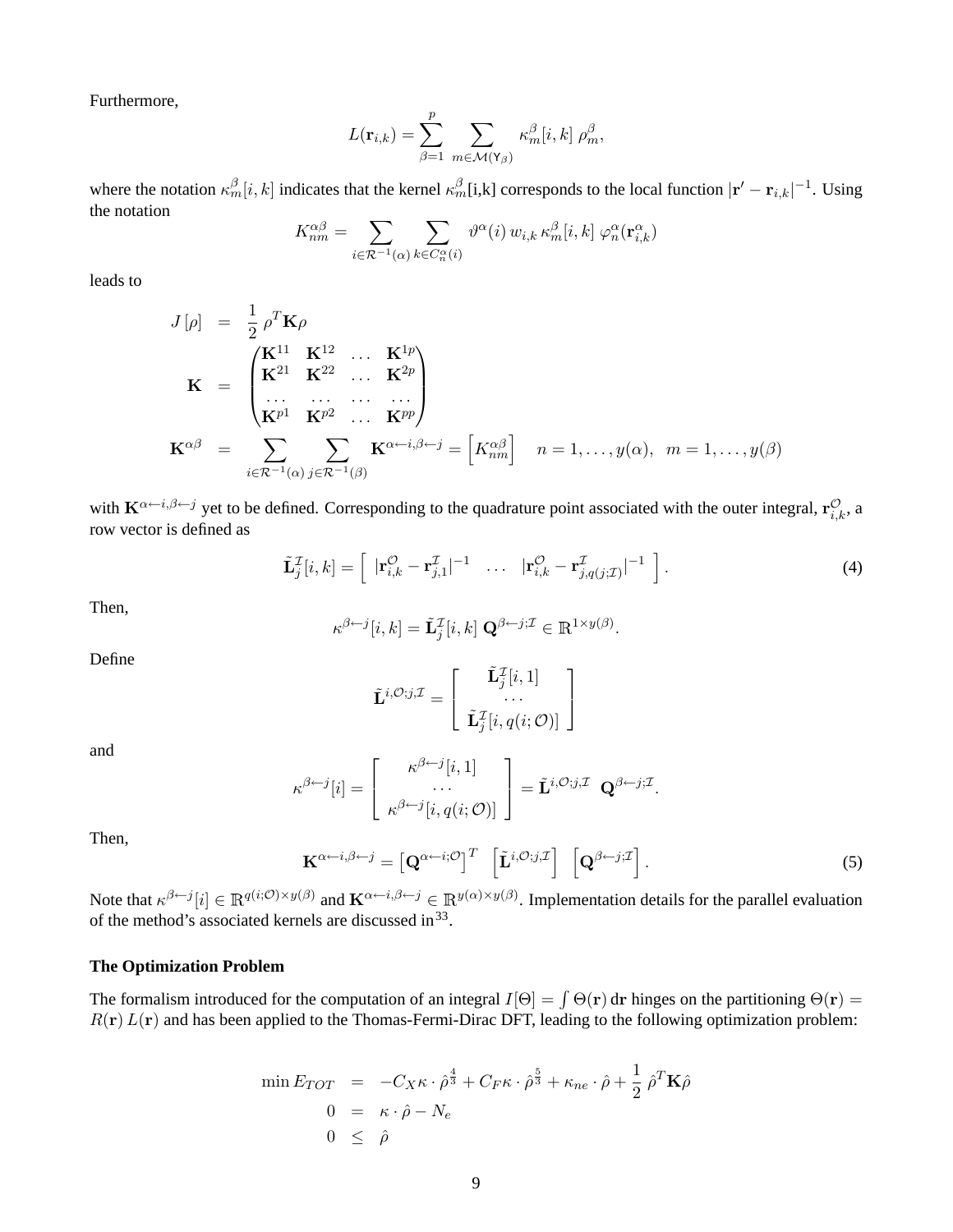Furthermore,

$$L(\mathbf{r}_{i,k}) = \sum_{\beta=1}^{p} \sum_{m \in \mathcal{M}(\Upsilon_\beta)} \kappa_m^\beta[i,k] \; \rho_m^\beta,$$

where the notation $\kappa_m^\beta[i,k]$ indicates that the kernel $\kappa_m^\beta$[i,k] corresponds to the local function $|\mathbf{r}' - \mathbf{r}_{i,k}|^{-1}$. Using the notation

$$K_{nm}^{\alpha\beta} = \sum_{i \in \mathcal{R}^{-1}(\alpha)} \sum_{k \in C_n^\alpha(i)} \vartheta^\alpha(i) \, w_{i,k} \, \kappa_m^\beta[i,k] \; \varphi_n^\alpha(\mathbf{r}_{i,k}^\alpha)$$

leads to

$$\begin{aligned}
J\left[\rho\right] &= \frac{1}{2} \, \rho^T \mathbf{K} \rho \\
\mathbf{K} &= \begin{pmatrix} \mathbf{K}^{11} & \mathbf{K}^{12} & \dots & \mathbf{K}^{1p} \\ \mathbf{K}^{21} & \mathbf{K}^{22} & \dots & \mathbf{K}^{2p} \\ \dots & \dots & \dots & \dots \\ \mathbf{K}^{p1} & \mathbf{K}^{p2} & \dots & \mathbf{K}^{pp} \end{pmatrix} \\
\mathbf{K}^{\alpha\beta} &= \sum_{i \in \mathcal{R}^{-1}(\alpha)} \sum_{j \in \mathcal{R}^{-1}(\beta)} \mathbf{K}^{\alpha \leftarrow i, \beta \leftarrow j} = \left[ K_{nm}^{\alpha\beta} \right] \quad n = 1, \dots, y(\alpha), \;\; m = 1, \dots, y(\beta)
\end{aligned}$$

with $\mathbf{K}^{\alpha \leftarrow i, \beta \leftarrow j}$ yet to be defined. Corresponding to the quadrature point associated with the outer integral, $\mathbf{r}_{i,k}^{\mathcal{O}}$, a row vector is defined as

$$\tilde{\mathbf{L}}_j^{\mathcal{I}}[i,k] = \left[ \;\; |\mathbf{r}_{i,k}^{\mathcal{O}} - \mathbf{r}_{j,1}^{\mathcal{I}}|^{-1} \quad \dots \quad |\mathbf{r}_{i,k}^{\mathcal{O}} - \mathbf{r}_{j,q(j;\mathcal{I})}^{\mathcal{I}}|^{-1} \;\; \right]. \tag{4}$$

Then,

$$\kappa^{\beta \leftarrow j}[i,k] = \tilde{\mathbf{L}}_j^{\mathcal{I}}[i,k] \; \mathbf{Q}^{\beta \leftarrow j; \mathcal{I}} \in \mathbb{R}^{1 \times y(\beta)}.$$

Define

$$\tilde{\mathbf{L}}^{i,\mathcal{O};j,\mathcal{I}} = \left[ \begin{array}{c} \tilde{\mathbf{L}}_j^{\mathcal{I}}[i,1] \\ \dots \\ \tilde{\mathbf{L}}_j^{\mathcal{I}}[i, q(i;\mathcal{O})] \end{array} \right]$$

and

$$\kappa^{\beta \leftarrow j}[i] = \left[ \begin{array}{c} \kappa^{\beta \leftarrow j}[i,1] \\ \dots \\ \kappa^{\beta \leftarrow j}[i, q(i;\mathcal{O})] \end{array} \right] = \tilde{\mathbf{L}}^{i,\mathcal{O};j,\mathcal{I}} \;\; \mathbf{Q}^{\beta \leftarrow j; \mathcal{I}}.$$

Then,

$$\mathbf{K}^{\alpha \leftarrow i, \beta \leftarrow j} = \left[ \mathbf{Q}^{\alpha \leftarrow i; \mathcal{O}} \right]^T \;\; \left[ \tilde{\mathbf{L}}^{i,\mathcal{O};j,\mathcal{I}} \right] \;\; \left[ \mathbf{Q}^{\beta \leftarrow j; \mathcal{I}} \right]. \tag{5}$$

Note that $\kappa^{\beta \leftarrow j}[i] \in \mathbb{R}^{q(i;\mathcal{O}) \times y(\beta)}$ and $\mathbf{K}^{\alpha \leftarrow i, \beta \leftarrow j} \in \mathbb{R}^{y(\alpha) \times y(\beta)}$. Implementation details for the parallel evaluation of the method's associated kernels are discussed in[33].

**The Optimization Problem**

The formalism introduced for the computation of an integral $I[\Theta] = \int \Theta(\mathbf{r}) \, d\mathbf{r}$ hinges on the partitioning $\Theta(\mathbf{r}) = R(\mathbf{r}) \, L(\mathbf{r})$ and has been applied to the Thomas-Fermi-Dirac DFT, leading to the following optimization problem:

$$\begin{aligned}
\min E_{TOT} &= -C_X \kappa \cdot \hat{\rho}^{\frac{4}{3}} + C_F \kappa \cdot \hat{\rho}^{\frac{5}{3}} + \kappa_{ne} \cdot \hat{\rho} + \frac{1}{2} \, \hat{\rho}^T \mathbf{K} \hat{\rho} \\
0 &= \kappa \cdot \hat{\rho} - N_e \\
0 &\leq \hat{\rho}
\end{aligned}$$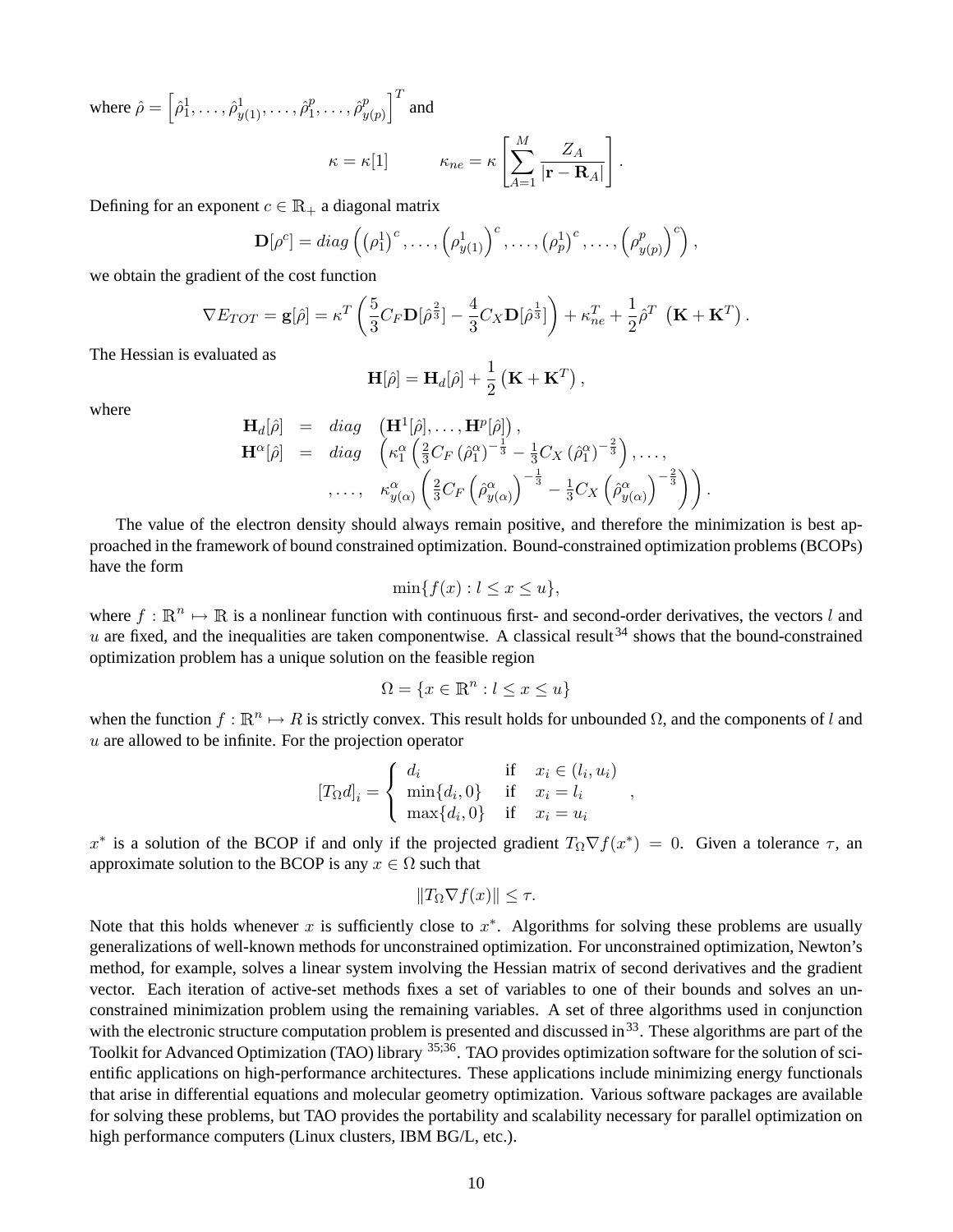where $\hat{\rho} = \left[\hat{\rho}_1^1, \ldots, \hat{\rho}_{y(1)}^1, \ldots, \hat{\rho}_1^p, \ldots, \hat{\rho}_{y(p)}^p\right]^T$ and

$$\kappa = \kappa[1] \qquad \kappa_{ne} = \kappa \left[ \sum_{A=1}^{M} \frac{Z_A}{|\mathbf{r} - \mathbf{R}_A|} \right].$$

Defining for an exponent $c \in \mathbb{R}_+$ a diagonal matrix

$$\mathbf{D}[\rho^c] = diag\left( \left(\rho_1^1\right)^c, \ldots, \left(\rho_{y(1)}^1\right)^c, \ldots, \left(\rho_p^1\right)^c, \ldots, \left(\rho_{y(p)}^p\right)^c \right),$$

we obtain the gradient of the cost function

$$\nabla E_{TOT} = \mathbf{g}[\hat{\rho}] = \kappa^T \left( \frac{5}{3} C_F \mathbf{D}[\hat{\rho}^{\frac{2}{3}}] - \frac{4}{3} C_X \mathbf{D}[\hat{\rho}^{\frac{1}{3}}] \right) + \kappa_{ne}^T + \frac{1}{2} \hat{\rho}^T \left( \mathbf{K} + \mathbf{K}^T \right).$$

The Hessian is evaluated as

$$\mathbf{H}[\hat{\rho}] = \mathbf{H}_d[\hat{\rho}] + \frac{1}{2} \left( \mathbf{K} + \mathbf{K}^T \right),$$

where

$$\begin{aligned}
\mathbf{H}_d[\hat{\rho}] &= diag \quad \left( \mathbf{H}^1[\hat{\rho}], \ldots, \mathbf{H}^p[\hat{\rho}] \right), \\
\mathbf{H}^\alpha[\hat{\rho}] &= diag \quad \left( \kappa_1^\alpha \left( \tfrac{2}{3} C_F \left(\hat{\rho}_1^\alpha\right)^{-\frac{1}{3}} - \tfrac{1}{3} C_X \left(\hat{\rho}_1^\alpha\right)^{-\frac{2}{3}} \right), \ldots, \right. \\
& \qquad\quad \left. , \ldots, \quad \kappa_{y(\alpha)}^\alpha \left( \tfrac{2}{3} C_F \left(\hat{\rho}_{y(\alpha)}^\alpha\right)^{-\frac{1}{3}} - \tfrac{1}{3} C_X \left(\hat{\rho}_{y(\alpha)}^\alpha\right)^{-\frac{2}{3}} \right) \right).
\end{aligned}$$

The value of the electron density should always remain positive, and therefore the minimization is best approached in the framework of bound constrained optimization. Bound-constrained optimization problems (BCOPs) have the form

$$\min\{f(x) : l \leq x \leq u\},$$

where $f : \mathbb{R}^n \mapsto \mathbb{R}$ is a nonlinear function with continuous first- and second-order derivatives, the vectors $l$ and $u$ are fixed, and the inequalities are taken componentwise. A classical result[34] shows that the bound-constrained optimization problem has a unique solution on the feasible region

$$\Omega = \{x \in \mathbb{R}^n : l \leq x \leq u\}$$

when the function $f : \mathbb{R}^n \mapsto R$ is strictly convex. This result holds for unbounded $\Omega$, and the components of $l$ and $u$ are allowed to be infinite. For the projection operator

$$\left[T_\Omega d\right]_i = \begin{cases} d_i & \text{if} \quad x_i \in (l_i, u_i) \\ \min\{d_i, 0\} & \text{if} \quad x_i = l_i \\ \max\{d_i, 0\} & \text{if} \quad x_i = u_i \end{cases},$$

$x^*$ is a solution of the BCOP if and only if the projected gradient $T_\Omega \nabla f(x^*) = 0$. Given a tolerance $\tau$, an approximate solution to the BCOP is any $x \in \Omega$ such that

$$\|T_\Omega \nabla f(x)\| \leq \tau.$$

Note that this holds whenever $x$ is sufficiently close to $x^*$. Algorithms for solving these problems are usually generalizations of well-known methods for unconstrained optimization. For unconstrained optimization, Newton's method, for example, solves a linear system involving the Hessian matrix of second derivatives and the gradient vector. Each iteration of active-set methods fixes a set of variables to one of their bounds and solves an unconstrained minimization problem using the remaining variables. A set of three algorithms used in conjunction with the electronic structure computation problem is presented and discussed in[33]. These algorithms are part of the Toolkit for Advanced Optimization (TAO) library [35;36]. TAO provides optimization software for the solution of scientific applications on high-performance architectures. These applications include minimizing energy functionals that arise in differential equations and molecular geometry optimization. Various software packages are available for solving these problems, but TAO provides the portability and scalability necessary for parallel optimization on high performance computers (Linux clusters, IBM BG/L, etc.).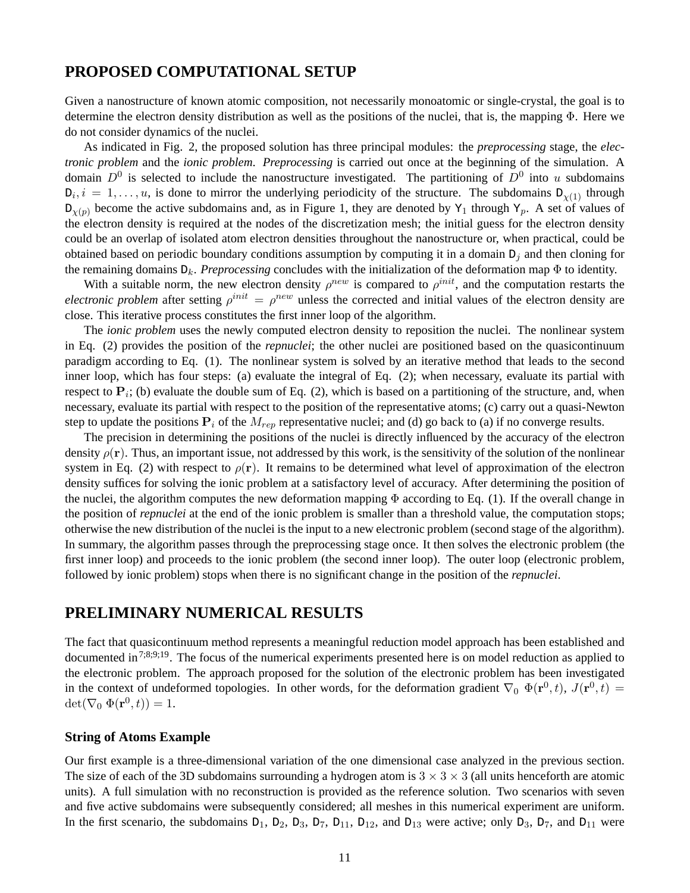## PROPOSED COMPUTATIONAL SETUP

Given a nanostructure of known atomic composition, not necessarily monoatomic or single-crystal, the goal is to determine the electron density distribution as well as the positions of the nuclei, that is, the mapping $\Phi$. Here we do not consider dynamics of the nuclei.

As indicated in Fig. 2, the proposed solution has three principal modules: the ***preprocessing*** stage, the ***electronic problem*** and the *ionic problem*. *Preprocessing* is carried out once at the beginning of the simulation. A domain $D^0$ is selected to include the nanostructure investigated. The partitioning of $D^0$ into $u$ subdomains $\mathsf{D}_i, i = 1, \ldots, u$, is done to mirror the underlying periodicity of the structure. The subdomains $\mathsf{D}_{\chi(1)}$ through $\mathsf{D}_{\chi(p)}$ become the active subdomains and, as in Figure 1, they are denoted by $\mathsf{Y}_1$ through $\mathsf{Y}_p$. A set of values of the electron density is required at the nodes of the discretization mesh; the initial guess for the electron density could be an overlap of isolated atom electron densities throughout the nanostructure or, when practical, could be obtained based on periodic boundary conditions assumption by computing it in a domain $\mathsf{D}_j$ and then cloning for the remaining domains $\mathsf{D}_k$. *Preprocessing* concludes with the initialization of the deformation map $\Phi$ to identity.

With a suitable norm, the new electron density $\rho^{new}$ is compared to $\rho^{init}$, and the computation restarts the *electronic problem* after setting $\rho^{init} = \rho^{new}$ unless the corrected and initial values of the electron density are close. This iterative process constitutes the first inner loop of the algorithm.

The *ionic problem* uses the newly computed electron density to reposition the nuclei. The nonlinear system in Eq. (2) provides the position of the *repnuclei*; the other nuclei are positioned based on the quasicontinuum paradigm according to Eq. (1). The nonlinear system is solved by an iterative method that leads to the second inner loop, which has four steps: (a) evaluate the integral of Eq. (2); when necessary, evaluate its partial with respect to $\mathbf{P}_i$; (b) evaluate the double sum of Eq. (2), which is based on a partitioning of the structure, and, when necessary, evaluate its partial with respect to the position of the representative atoms; (c) carry out a quasi-Newton step to update the positions $\mathbf{P}_i$ of the $M_{rep}$ representative nuclei; and (d) go back to (a) if no converge results.

The precision in determining the positions of the nuclei is directly influenced by the accuracy of the electron density $\rho(\mathbf{r})$. Thus, an important issue, not addressed by this work, is the sensitivity of the solution of the nonlinear system in Eq. (2) with respect to $\rho(\mathbf{r})$. It remains to be determined what level of approximation of the electron density suffices for solving the ionic problem at a satisfactory level of accuracy. After determining the position of the nuclei, the algorithm computes the new deformation mapping $\Phi$ according to Eq. (1). If the overall change in the position of *repnuclei* at the end of the ionic problem is smaller than a threshold value, the computation stops; otherwise the new distribution of the nuclei is the input to a new electronic problem (second stage of the algorithm). In summary, the algorithm passes through the preprocessing stage once. It then solves the electronic problem (the first inner loop) and proceeds to the ionic problem (the second inner loop). The outer loop (electronic problem, followed by ionic problem) stops when there is no significant change in the position of the *repnuclei*.

## PRELIMINARY NUMERICAL RESULTS

The fact that quasicontinuum method represents a meaningful reduction model approach has been established and documented in[7;8;9;19]. The focus of the numerical experiments presented here is on model reduction as applied to the electronic problem. The approach proposed for the solution of the electronic problem has been investigated in the context of undeformed topologies. In other words, for the deformation gradient $\nabla_0\ \Phi(\mathbf{r}^0, t)$, $J(\mathbf{r}^0, t) = \det(\nabla_0\ \Phi(\mathbf{r}^0, t)) = 1$.

### String of Atoms Example

Our first example is a three-dimensional variation of the one dimensional case analyzed in the previous section. The size of each of the 3D subdomains surrounding a hydrogen atom is $3 \times 3 \times 3$ (all units henceforth are atomic units). A full simulation with no reconstruction is provided as the reference solution. Two scenarios with seven and five active subdomains were subsequently considered; all meshes in this numerical experiment are uniform. In the first scenario, the subdomains $\mathsf{D}_1$, $\mathsf{D}_2$, $\mathsf{D}_3$, $\mathsf{D}_7$, $\mathsf{D}_{11}$, $\mathsf{D}_{12}$, and $\mathsf{D}_{13}$ were active; only $\mathsf{D}_3$, $\mathsf{D}_7$, and $\mathsf{D}_{11}$ were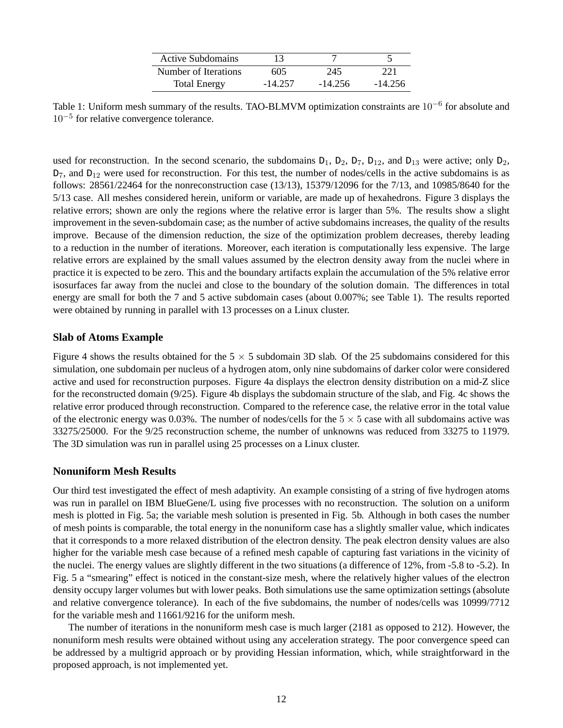| Active Subdomains | 13 | 7 | 5 |
|---|---|---|---|
| Number of Iterations | 605 | 245 | 221 |
| Total Energy | -14.257 | -14.256 | -14.256 |

Table 1: Uniform mesh summary of the results. TAO-BLMVM optimization constraints are $10^{-6}$ for absolute and $10^{-5}$ for relative convergence tolerance.

used for reconstruction. In the second scenario, the subdomains $D_1$, $D_2$, $D_7$, $D_{12}$, and $D_{13}$ were active; only $D_2$, $D_7$, and $D_{12}$ were used for reconstruction. For this test, the number of nodes/cells in the active subdomains is as follows: 28561/22464 for the nonreconstruction case (13/13), 15379/12096 for the 7/13, and 10985/8640 for the 5/13 case. All meshes considered herein, uniform or variable, are made up of hexahedrons. Figure 3 displays the relative errors; shown are only the regions where the relative error is larger than 5%. The results show a slight improvement in the seven-subdomain case; as the number of active subdomains increases, the quality of the results improve. Because of the dimension reduction, the size of the optimization problem decreases, thereby leading to a reduction in the number of iterations. Moreover, each iteration is computationally less expensive. The large relative errors are explained by the small values assumed by the electron density away from the nuclei where in practice it is expected to be zero. This and the boundary artifacts explain the accumulation of the 5% relative error isosurfaces far away from the nuclei and close to the boundary of the solution domain. The differences in total energy are small for both the 7 and 5 active subdomain cases (about 0.007%; see Table 1). The results reported were obtained by running in parallel with 13 processes on a Linux cluster.

### Slab of Atoms Example

Figure 4 shows the results obtained for the $5 \times 5$ subdomain 3D slab. Of the 25 subdomains considered for this simulation, one subdomain per nucleus of a hydrogen atom, only nine subdomains of darker color were considered active and used for reconstruction purposes. Figure 4a displays the electron density distribution on a mid-Z slice for the reconstructed domain (9/25). Figure 4b displays the subdomain structure of the slab, and Fig. 4c shows the relative error produced through reconstruction. Compared to the reference case, the relative error in the total value of the electronic energy was 0.03%. The number of nodes/cells for the $5 \times 5$ case with all subdomains active was 33275/25000. For the 9/25 reconstruction scheme, the number of unknowns was reduced from 33275 to 11979. The 3D simulation was run in parallel using 25 processes on a Linux cluster.

### Nonuniform Mesh Results

Our third test investigated the effect of mesh adaptivity. An example consisting of a string of five hydrogen atoms was run in parallel on IBM BlueGene/L using five processes with no reconstruction. The solution on a uniform mesh is plotted in Fig. 5a; the variable mesh solution is presented in Fig. 5b. Although in both cases the number of mesh points is comparable, the total energy in the nonuniform case has a slightly smaller value, which indicates that it corresponds to a more relaxed distribution of the electron density. The peak electron density values are also higher for the variable mesh case because of a refined mesh capable of capturing fast variations in the vicinity of the nuclei. The energy values are slightly different in the two situations (a difference of 12%, from -5.8 to -5.2). In Fig. 5 a "smearing" effect is noticed in the constant-size mesh, where the relatively higher values of the electron density occupy larger volumes but with lower peaks. Both simulations use the same optimization settings (absolute and relative convergence tolerance). In each of the five subdomains, the number of nodes/cells was 10999/7712 for the variable mesh and 11661/9216 for the uniform mesh.

The number of iterations in the nonuniform mesh case is much larger (2181 as opposed to 212). However, the nonuniform mesh results were obtained without using any acceleration strategy. The poor convergence speed can be addressed by a multigrid approach or by providing Hessian information, which, while straightforward in the proposed approach, is not implemented yet.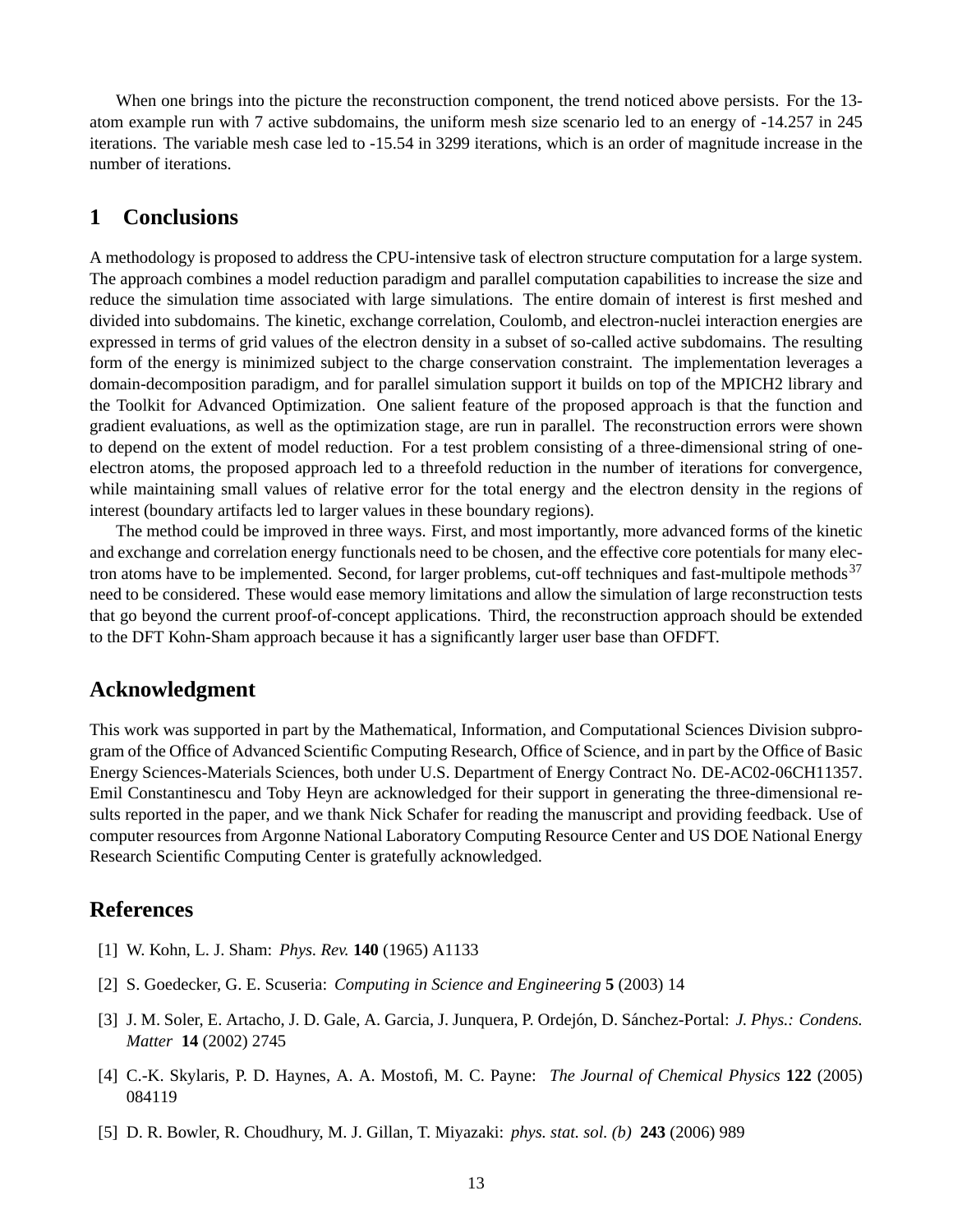When one brings into the picture the reconstruction component, the trend noticed above persists. For the 13-atom example run with 7 active subdomains, the uniform mesh size scenario led to an energy of -14.257 in 245 iterations. The variable mesh case led to -15.54 in 3299 iterations, which is an order of magnitude increase in the number of iterations.

## 1 Conclusions

A methodology is proposed to address the CPU-intensive task of electron structure computation for a large system. The approach combines a model reduction paradigm and parallel computation capabilities to increase the size and reduce the simulation time associated with large simulations. The entire domain of interest is first meshed and divided into subdomains. The kinetic, exchange correlation, Coulomb, and electron-nuclei interaction energies are expressed in terms of grid values of the electron density in a subset of so-called active subdomains. The resulting form of the energy is minimized subject to the charge conservation constraint. The implementation leverages a domain-decomposition paradigm, and for parallel simulation support it builds on top of the MPICH2 library and the Toolkit for Advanced Optimization. One salient feature of the proposed approach is that the function and gradient evaluations, as well as the optimization stage, are run in parallel. The reconstruction errors were shown to depend on the extent of model reduction. For a test problem consisting of a three-dimensional string of one-electron atoms, the proposed approach led to a threefold reduction in the number of iterations for convergence, while maintaining small values of relative error for the total energy and the electron density in the regions of interest (boundary artifacts led to larger values in these boundary regions).

The method could be improved in three ways. First, and most importantly, more advanced forms of the kinetic and exchange and correlation energy functionals need to be chosen, and the effective core potentials for many electron atoms have to be implemented. Second, for larger problems, cut-off techniques and fast-multipole methods[37] need to be considered. These would ease memory limitations and allow the simulation of large reconstruction tests that go beyond the current proof-of-concept applications. Third, the reconstruction approach should be extended to the DFT Kohn-Sham approach because it has a significantly larger user base than OFDFT.

## Acknowledgment

This work was supported in part by the Mathematical, Information, and Computational Sciences Division subprogram of the Office of Advanced Scientific Computing Research, Office of Science, and in part by the Office of Basic Energy Sciences-Materials Sciences, both under U.S. Department of Energy Contract No. DE-AC02-06CH11357. Emil Constantinescu and Toby Heyn are acknowledged for their support in generating the three-dimensional results reported in the paper, and we thank Nick Schafer for reading the manuscript and providing feedback. Use of computer resources from Argonne National Laboratory Computing Resource Center and US DOE National Energy Research Scientific Computing Center is gratefully acknowledged.

## References

[1] W. Kohn, L. J. Sham: *Phys. Rev.* **140** (1965) A1133

[2] S. Goedecker, G. E. Scuseria: *Computing in Science and Engineering* **5** (2003) 14

[3] J. M. Soler, E. Artacho, J. D. Gale, A. Garcia, J. Junquera, P. Ordejón, D. Sánchez-Portal: *J. Phys.: Condens. Matter* **14** (2002) 2745

[4] C.-K. Skylaris, P. D. Haynes, A. A. Mostofi, M. C. Payne: *The Journal of Chemical Physics* **122** (2005) 084119

[5] D. R. Bowler, R. Choudhury, M. J. Gillan, T. Miyazaki: *phys. stat. sol. (b)* **243** (2006) 989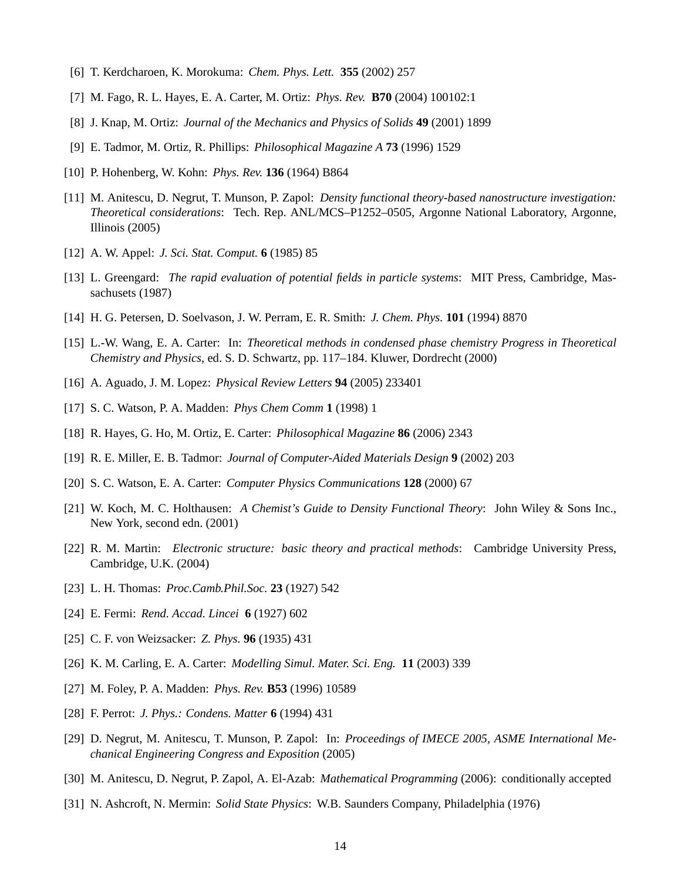[6] T. Kerdcharoen, K. Morokuma: *Chem. Phys. Lett.* **355** (2002) 257

[7] M. Fago, R. L. Hayes, E. A. Carter, M. Ortiz: *Phys. Rev.* **B70** (2004) 100102:1

[8] J. Knap, M. Ortiz: *Journal of the Mechanics and Physics of Solids* **49** (2001) 1899

[9] E. Tadmor, M. Ortiz, R. Phillips: *Philosophical Magazine A* **73** (1996) 1529

[10] P. Hohenberg, W. Kohn: *Phys. Rev.* **136** (1964) B864

[11] M. Anitescu, D. Negrut, T. Munson, P. Zapol: *Density functional theory-based nanostructure investigation: Theoretical considerations*: Tech. Rep. ANL/MCS–P1252–0505, Argonne National Laboratory, Argonne, Illinois (2005)

[12] A. W. Appel: *J. Sci. Stat. Comput.* **6** (1985) 85

[13] L. Greengard: *The rapid evaluation of potential fields in particle systems*: MIT Press, Cambridge, Massachusets (1987)

[14] H. G. Petersen, D. Soelvason, J. W. Perram, E. R. Smith: *J. Chem. Phys.* **101** (1994) 8870

[15] L.-W. Wang, E. A. Carter: In: *Theoretical methods in condensed phase chemistry Progress in Theoretical Chemistry and Physics*, ed. S. D. Schwartz, pp. 117–184. Kluwer, Dordrecht (2000)

[16] A. Aguado, J. M. Lopez: *Physical Review Letters* **94** (2005) 233401

[17] S. C. Watson, P. A. Madden: *Phys Chem Comm* **1** (1998) 1

[18] R. Hayes, G. Ho, M. Ortiz, E. Carter: *Philosophical Magazine* **86** (2006) 2343

[19] R. E. Miller, E. B. Tadmor: *Journal of Computer-Aided Materials Design* **9** (2002) 203

[20] S. C. Watson, E. A. Carter: *Computer Physics Communications* **128** (2000) 67

[21] W. Koch, M. C. Holthausen: *A Chemist's Guide to Density Functional Theory*: John Wiley & Sons Inc., New York, second edn. (2001)

[22] R. M. Martin: *Electronic structure: basic theory and practical methods*: Cambridge University Press, Cambridge, U.K. (2004)

[23] L. H. Thomas: *Proc.Camb.Phil.Soc.* **23** (1927) 542

[24] E. Fermi: *Rend. Accad. Lincei* **6** (1927) 602

[25] C. F. von Weizsacker: *Z. Phys.* **96** (1935) 431

[26] K. M. Carling, E. A. Carter: *Modelling Simul. Mater. Sci. Eng.* **11** (2003) 339

[27] M. Foley, P. A. Madden: *Phys. Rev.* **B53** (1996) 10589

[28] F. Perrot: *J. Phys.: Condens. Matter* **6** (1994) 431

[29] D. Negrut, M. Anitescu, T. Munson, P. Zapol: In: *Proceedings of IMECE 2005, ASME International Mechanical Engineering Congress and Exposition* (2005)

[30] M. Anitescu, D. Negrut, P. Zapol, A. El-Azab: *Mathematical Programming* (2006): conditionally accepted

[31] N. Ashcroft, N. Mermin: *Solid State Physics*: W.B. Saunders Company, Philadelphia (1976)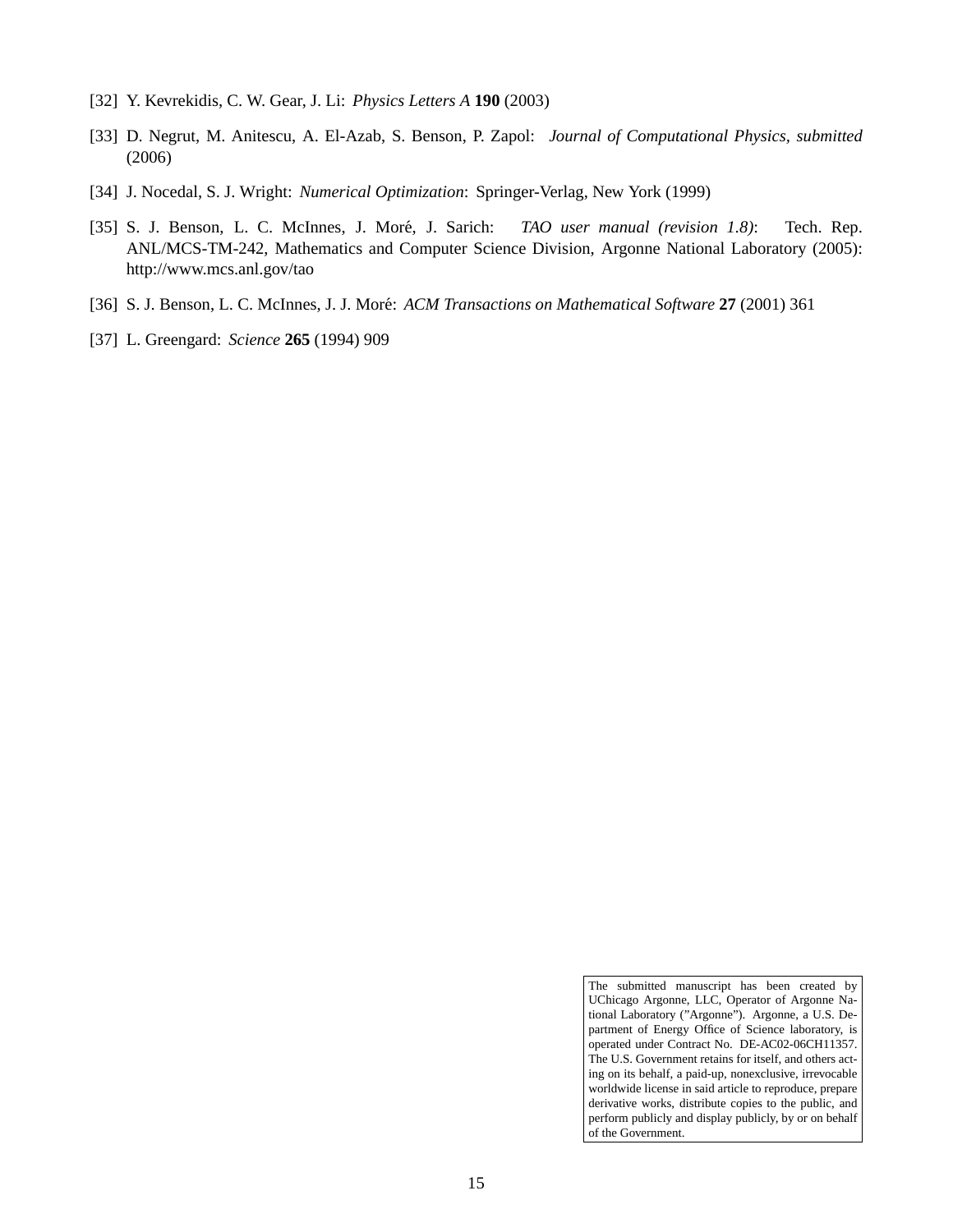[32] Y. Kevrekidis, C. W. Gear, J. Li: *Physics Letters A* **190** (2003)

[33] D. Negrut, M. Anitescu, A. El-Azab, S. Benson, P. Zapol: *Journal of Computational Physics, submitted* (2006)

[34] J. Nocedal, S. J. Wright: *Numerical Optimization*: Springer-Verlag, New York (1999)

[35] S. J. Benson, L. C. McInnes, J. Moré, J. Sarich: *TAO user manual (revision 1.8)*: Tech. Rep. ANL/MCS-TM-242, Mathematics and Computer Science Division, Argonne National Laboratory (2005): http://www.mcs.anl.gov/tao

[36] S. J. Benson, L. C. McInnes, J. J. Moré: *ACM Transactions on Mathematical Software* **27** (2001) 361

[37] L. Greengard: *Science* **265** (1994) 909

The submitted manuscript has been created by UChicago Argonne, LLC, Operator of Argonne National Laboratory ("Argonne"). Argonne, a U.S. Department of Energy Office of Science laboratory, is operated under Contract No. DE-AC02-06CH11357. The U.S. Government retains for itself, and others acting on its behalf, a paid-up, nonexclusive, irrevocable worldwide license in said article to reproduce, prepare derivative works, distribute copies to the public, and perform publicly and display publicly, by or on behalf of the Government.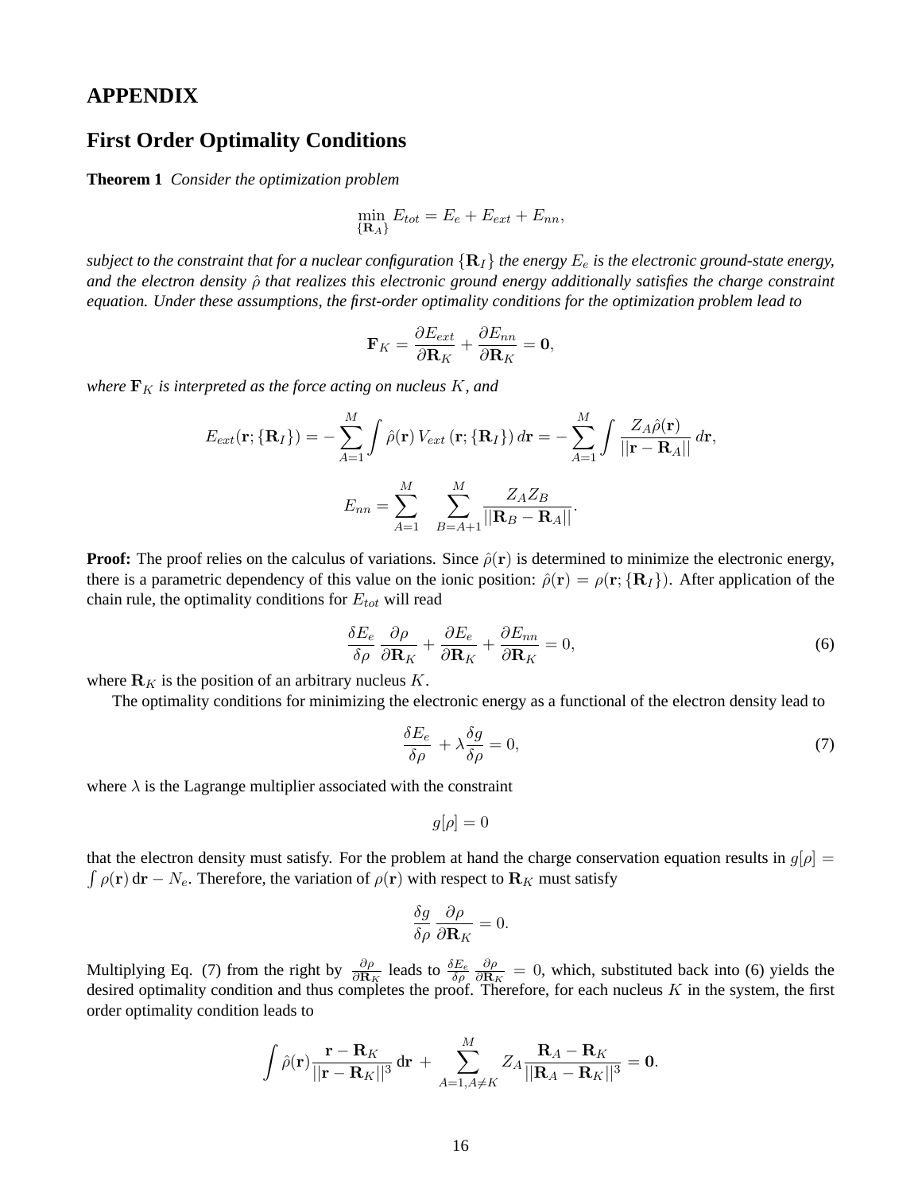## APPENDIX

## First Order Optimality Conditions

**Theorem 1** *Consider the optimization problem*

$$\min_{\{\mathbf{R}_A\}} E_{tot} = E_e + E_{ext} + E_{nn},$$

*subject to the constraint that for a nuclear configuration $\{\mathbf{R}_I\}$ the energy $E_e$ is the electronic ground-state energy, and the electron density $\hat{\rho}$ that realizes this electronic ground energy additionally satisfies the charge constraint equation. Under these assumptions, the first-order optimality conditions for the optimization problem lead to*

$$\mathbf{F}_K = \frac{\partial E_{ext}}{\partial \mathbf{R}_K} + \frac{\partial E_{nn}}{\partial \mathbf{R}_K} = \mathbf{0},$$

*where $\mathbf{F}_K$ is interpreted as the force acting on nucleus $K$, and*

$$E_{ext}(\mathbf{r}; \{\mathbf{R}_I\}) = -\sum_{A=1}^{M} \int \hat{\rho}(\mathbf{r})\, V_{ext}\left(\mathbf{r}; \{\mathbf{R}_I\}\right) d\mathbf{r} = -\sum_{A=1}^{M} \int \frac{Z_A \hat{\rho}(\mathbf{r})}{||\mathbf{r} - \mathbf{R}_A||}\, d\mathbf{r},$$

$$E_{nn} = \sum_{A=1}^{M} \sum_{B=A+1}^{M} \frac{Z_A Z_B}{||\mathbf{R}_B - \mathbf{R}_A||}.$$

**Proof:** The proof relies on the calculus of variations. Since $\hat{\rho}(\mathbf{r})$ is determined to minimize the electronic energy, there is a parametric dependency of this value on the ionic position: $\hat{\rho}(\mathbf{r}) = \rho(\mathbf{r}; \{\mathbf{R}_I\})$. After application of the chain rule, the optimality conditions for $E_{tot}$ will read

$$\frac{\delta E_e}{\delta \rho} \frac{\partial \rho}{\partial \mathbf{R}_K} + \frac{\partial E_e}{\partial \mathbf{R}_K} + \frac{\partial E_{nn}}{\partial \mathbf{R}_K} = 0, \tag{6}$$

where $\mathbf{R}_K$ is the position of an arbitrary nucleus $K$.

The optimality conditions for minimizing the electronic energy as a functional of the electron density lead to

$$\frac{\delta E_e}{\delta \rho} + \lambda \frac{\delta g}{\delta \rho} = 0, \tag{7}$$

where $\lambda$ is the Lagrange multiplier associated with the constraint

$$g[\rho] = 0$$

that the electron density must satisfy. For the problem at hand the charge conservation equation results in $g[\rho] = \int \rho(\mathbf{r})\, d\mathbf{r} - N_e$. Therefore, the variation of $\rho(\mathbf{r})$ with respect to $\mathbf{R}_K$ must satisfy

$$\frac{\delta g}{\delta \rho} \frac{\partial \rho}{\partial \mathbf{R}_K} = 0.$$

Multiplying Eq. (7) from the right by $\frac{\partial \rho}{\partial \mathbf{R}_K}$ leads to $\frac{\delta E_e}{\delta \rho} \frac{\partial \rho}{\partial \mathbf{R}_K} = 0$, which, substituted back into (6) yields the desired optimality condition and thus completes the proof. Therefore, for each nucleus $K$ in the system, the first order optimality condition leads to

$$\int \hat{\rho}(\mathbf{r}) \frac{\mathbf{r} - \mathbf{R}_K}{||\mathbf{r} - \mathbf{R}_K||^3}\, d\mathbf{r} \; + \sum_{A=1, A \neq K}^{M} Z_A \frac{\mathbf{R}_A - \mathbf{R}_K}{||\mathbf{R}_A - \mathbf{R}_K||^3} = \mathbf{0}.$$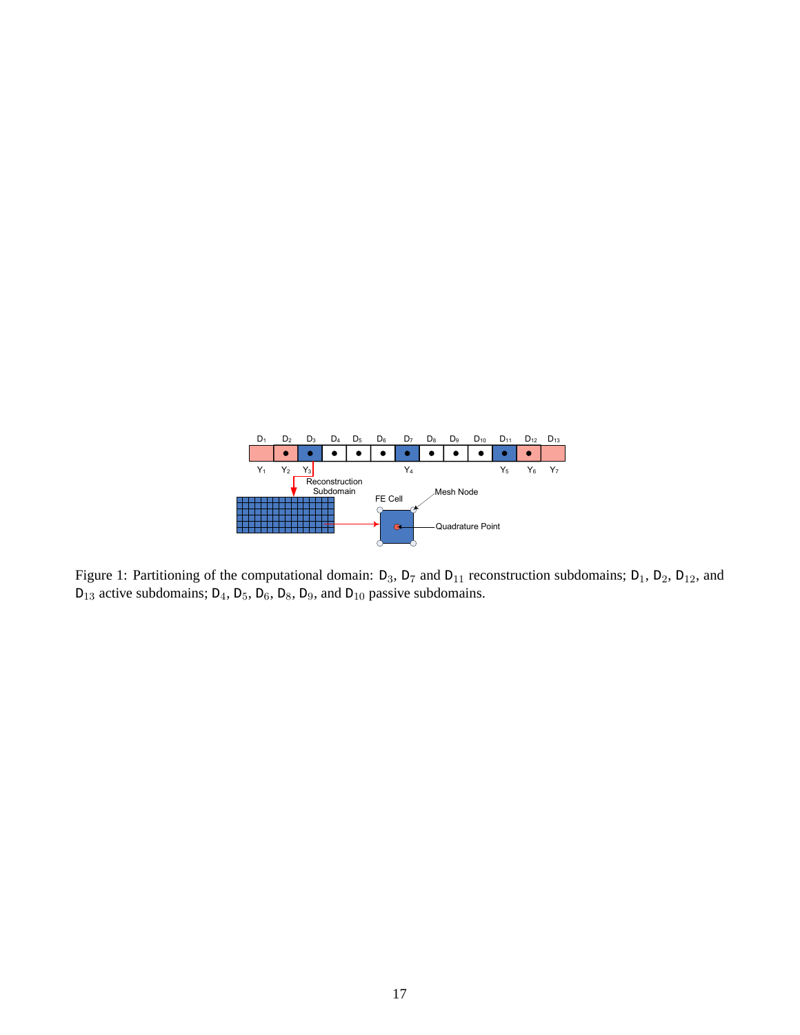Figure 1: Partitioning of the computational domain: $\mathsf{D}_3$, $\mathsf{D}_7$ and $\mathsf{D}_{11}$ reconstruction subdomains; $\mathsf{D}_1$, $\mathsf{D}_2$, $\mathsf{D}_{12}$, and $\mathsf{D}_{13}$ active subdomains; $\mathsf{D}_4$, $\mathsf{D}_5$, $\mathsf{D}_6$, $\mathsf{D}_8$, $\mathsf{D}_9$, and $\mathsf{D}_{10}$ passive subdomains.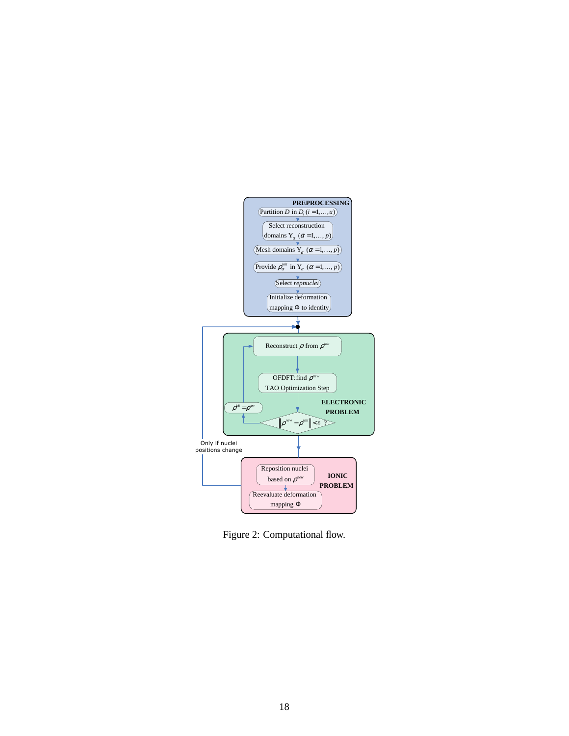**PREPROCESSING**

- Partition $D$ in $D_i$ $(i = 1, \ldots, u)$
- Select reconstruction domains $\Upsilon_\alpha$ $(\alpha = 1, \ldots, p)$
- Mesh domains $\Upsilon_\alpha$ $(\alpha = 1, \ldots, p)$
- Provide $\rho_\alpha^{init}$ in $\Upsilon_\alpha$ $(\alpha = 1, \ldots, p)$
- Select *repnuclei*
- Initialize deformation mapping $\Phi$ to identity

**ELECTRONIC PROBLEM**

- Reconstruct $\rho$ from $\rho^{init}$
- OFDFT: find $\rho^{new}$ TAO Optimization Step
- $\left\| \rho^{new} - \rho^{init} \right\| < \varepsilon$ ?
- $\rho^{init} = \rho^{new}$

Only if nuclei positions change

**IONIC PROBLEM**

- Reposition nuclei based on $\rho^{new}$
- Reevaluate deformation mapping $\Phi$

Figure 2: Computational flow.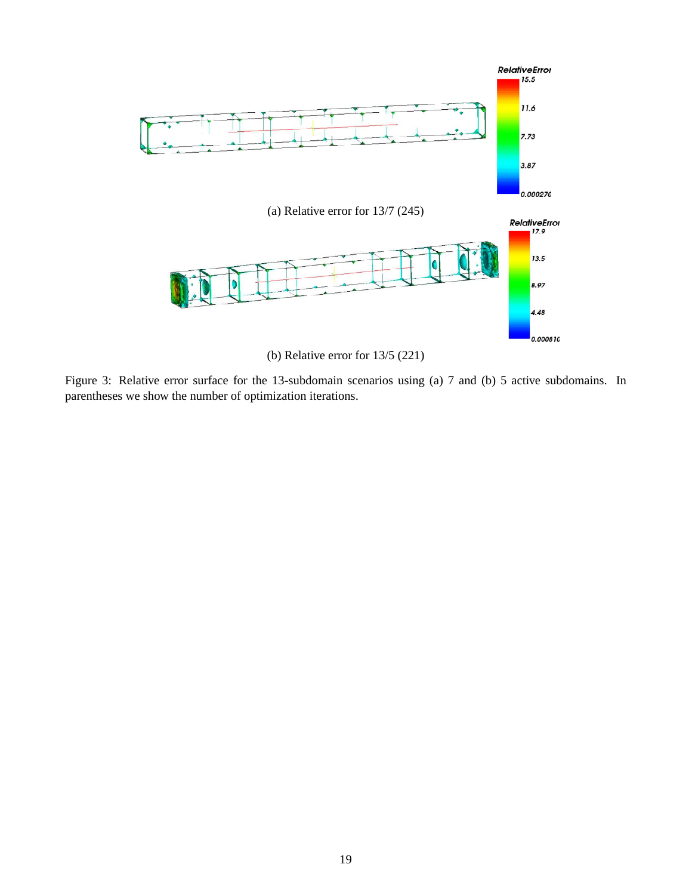(a) Relative error for 13/7 (245)

(b) Relative error for 13/5 (221)

Figure 3: Relative error surface for the 13-subdomain scenarios using (a) 7 and (b) 5 active subdomains. In parentheses we show the number of optimization iterations.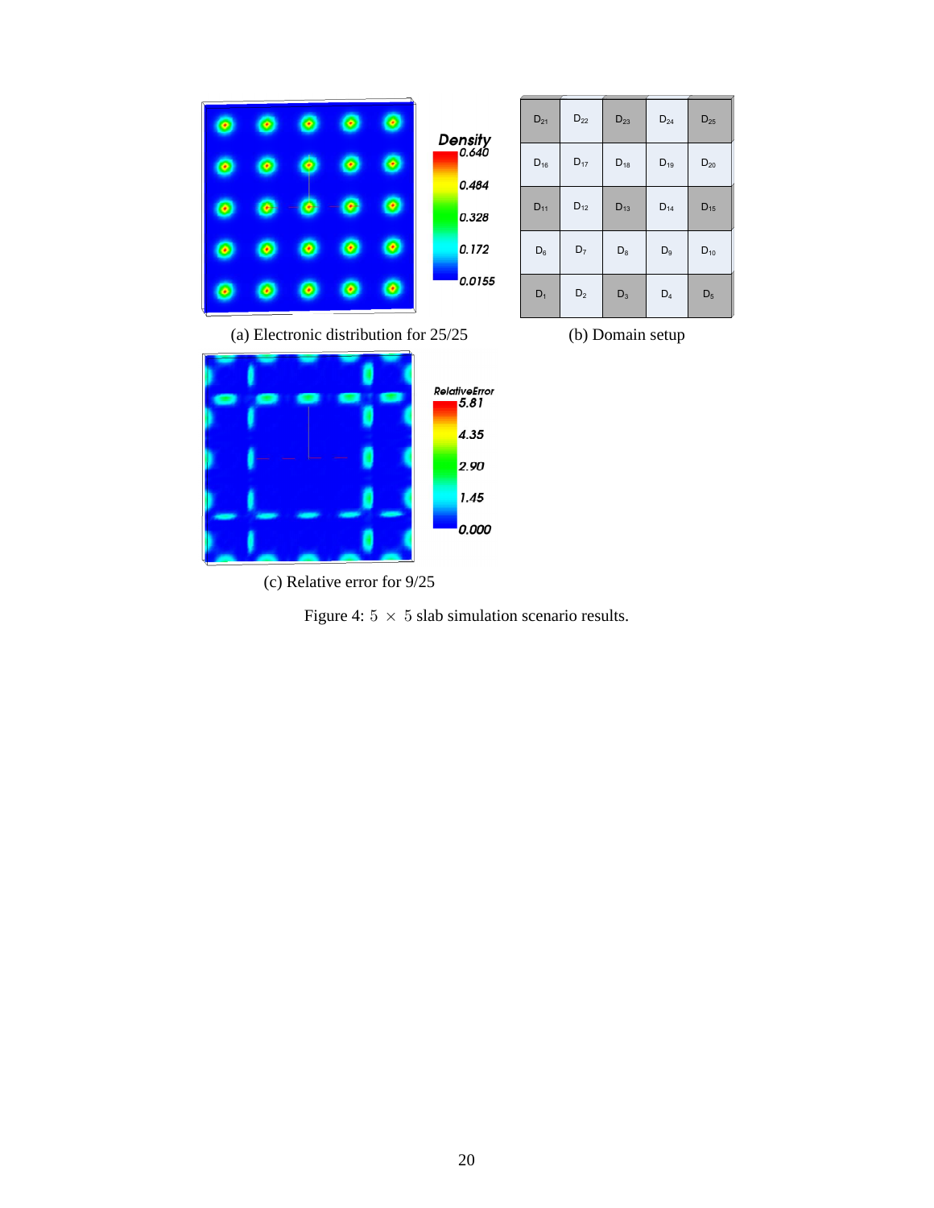(a) Electronic distribution for 25/25

(b) Domain setup

(c) Relative error for 9/25

Figure 4: $5 \times 5$ slab simulation scenario results.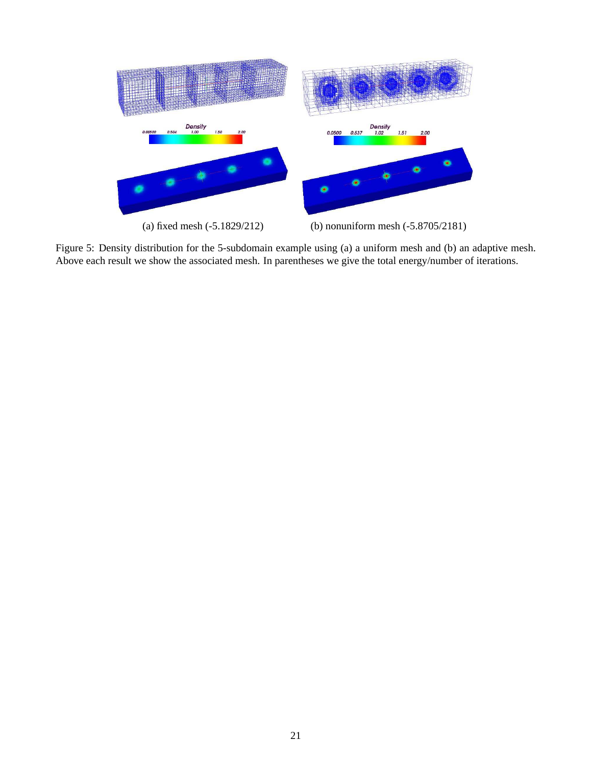Density

0.00500 0.504 1.00 1.50 2.00

Density

0.0500 0.537 1.02 1.51 2.00

(a) fixed mesh (-5.1829/212)

(b) nonuniform mesh (-5.8705/2181)

Figure 5: Density distribution for the 5-subdomain example using (a) a uniform mesh and (b) an adaptive mesh. Above each result we show the associated mesh. In parentheses we give the total energy/number of iterations.